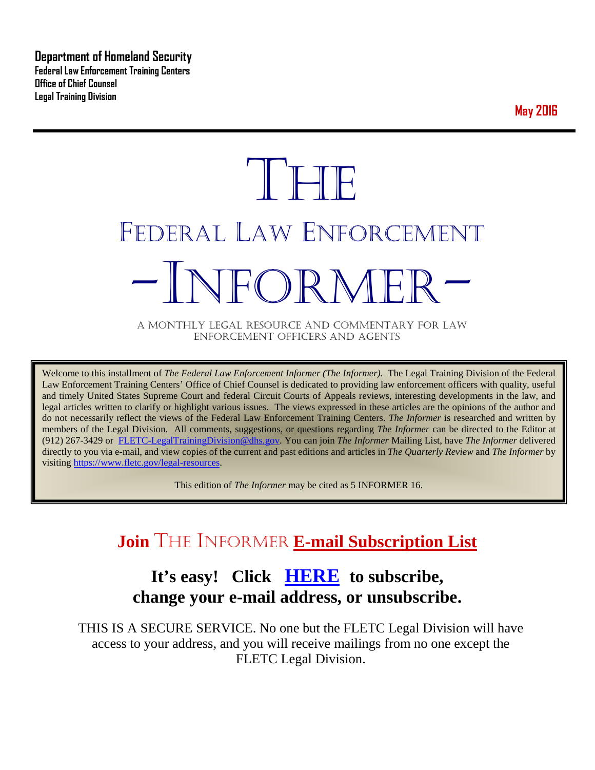**Department of Homeland Security**
**Federal Law Enforcement Training Centers**
**Office of Chief Counsel**
**Legal Training Division**

**May 2016**

# THE

# FEDERAL LAW ENFORCEMENT

# -INFORMER-

A MONTHLY LEGAL RESOURCE AND COMMENTARY FOR LAW ENFORCEMENT OFFICERS AND AGENTS

Welcome to this installment of *The Federal Law Enforcement Informer (The Informer).* The Legal Training Division of the Federal Law Enforcement Training Centers' Office of Chief Counsel is dedicated to providing law enforcement officers with quality, useful and timely United States Supreme Court and federal Circuit Courts of Appeals reviews, interesting developments in the law, and legal articles written to clarify or highlight various issues. The views expressed in these articles are the opinions of the author and do not necessarily reflect the views of the Federal Law Enforcement Training Centers. *The Informer* is researched and written by members of the Legal Division. All comments, suggestions, or questions regarding *The Informer* can be directed to the Editor at (912) 267-3429 or FLETC-LegalTrainingDivision@dhs.gov. You can join *The Informer* Mailing List, have *The Informer* delivered directly to you via e-mail, and view copies of the current and past editions and articles in *The Quarterly Review* and *The Informer* by visiting https://www.fletc.gov/legal-resources.

This edition of *The Informer* may be cited as 5 INFORMER 16.

## Join THE INFORMER E-mail Subscription List

## It's easy! Click HERE to subscribe, change your e-mail address, or unsubscribe.

THIS IS A SECURE SERVICE. No one but the FLETC Legal Division will have access to your address, and you will receive mailings from no one except the FLETC Legal Division.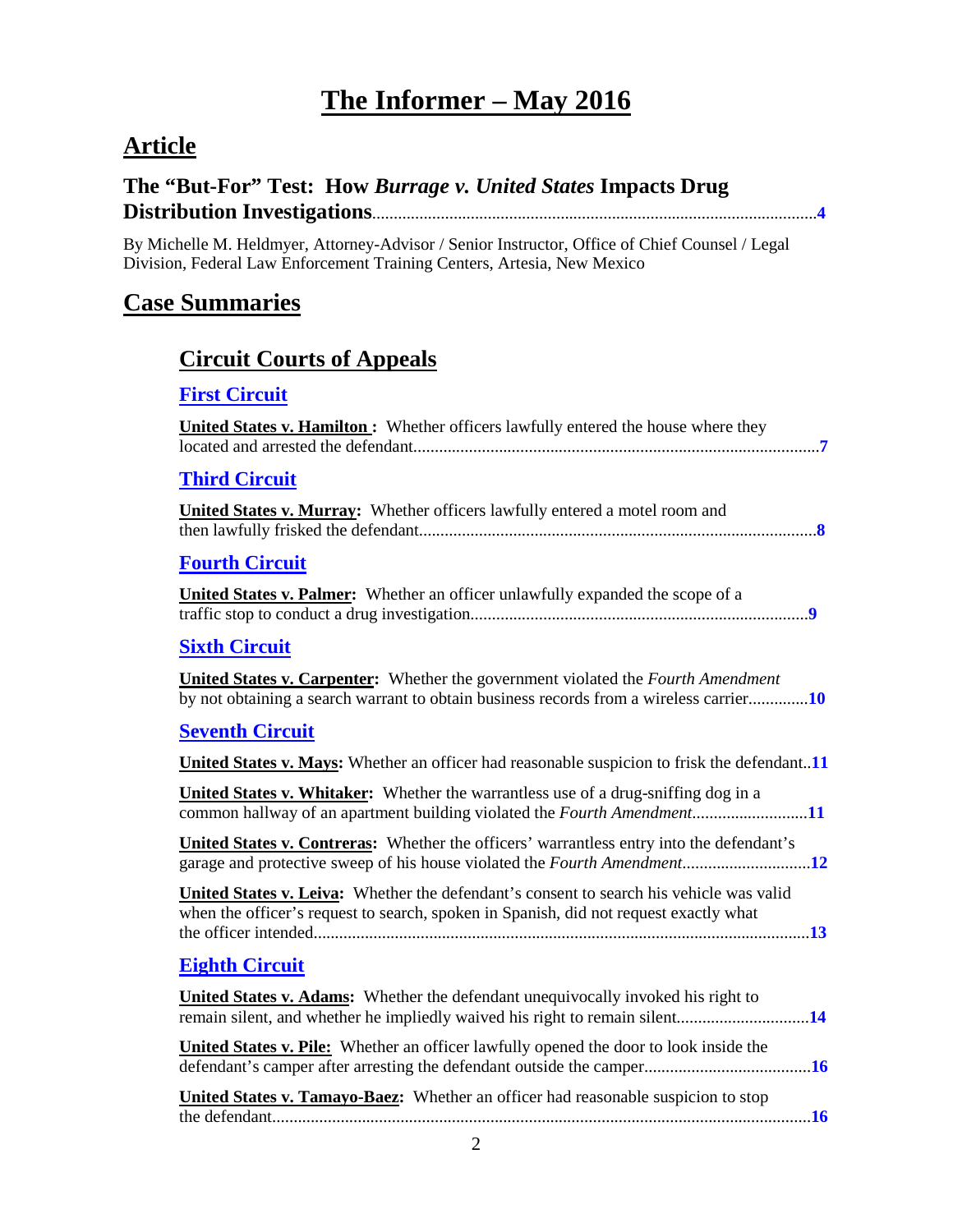# The Informer – May 2016

## Article

### The "But-For" Test: How *Burrage v. United States* Impacts Drug Distribution Investigations....................4

By Michelle M. Heldmyer, Attorney-Advisor / Senior Instructor, Office of Chief Counsel / Legal Division, Federal Law Enforcement Training Centers, Artesia, New Mexico

## Case Summaries

### Circuit Courts of Appeals

#### First Circuit

**United States v. Hamilton :** Whether officers lawfully entered the house where they located and arrested the defendant....................7

#### Third Circuit

**United States v. Murray:** Whether officers lawfully entered a motel room and then lawfully frisked the defendant....................8

#### Fourth Circuit

**United States v. Palmer:** Whether an officer unlawfully expanded the scope of a traffic stop to conduct a drug investigation....................9

#### Sixth Circuit

**United States v. Carpenter:** Whether the government violated the *Fourth Amendment* by not obtaining a search warrant to obtain business records from a wireless carrier....................10

#### Seventh Circuit

**United States v. Mays:** Whether an officer had reasonable suspicion to frisk the defendant..11

**United States v. Whitaker:** Whether the warrantless use of a drug-sniffing dog in a common hallway of an apartment building violated the *Fourth Amendment*....................11

**United States v. Contreras:** Whether the officers' warrantless entry into the defendant's garage and protective sweep of his house violated the *Fourth Amendment*....................12

**United States v. Leiva:** Whether the defendant's consent to search his vehicle was valid when the officer's request to search, spoken in Spanish, did not request exactly what the officer intended....................13

#### Eighth Circuit

**United States v. Adams:** Whether the defendant unequivocally invoked his right to remain silent, and whether he impliedly waived his right to remain silent....................14

**United States v. Pile:** Whether an officer lawfully opened the door to look inside the defendant's camper after arresting the defendant outside the camper....................16

**United States v. Tamayo-Baez:** Whether an officer had reasonable suspicion to stop the defendant....................16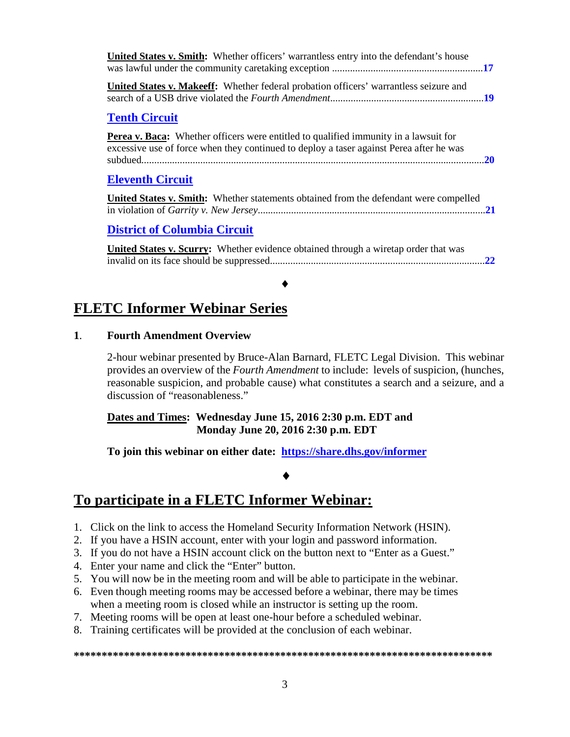**United States v. Smith:** Whether officers' warrantless entry into the defendant's house was lawful under the community caretaking exception ..........................................................17

**United States v. Makeeff:** Whether federal probation officers' warrantless seizure and search of a USB drive violated the *Fourth Amendment*...........................................................19

### Tenth Circuit

**Perea v. Baca:** Whether officers were entitled to qualified immunity in a lawsuit for excessive use of force when they continued to deploy a taser against Perea after he was subdued....................................................................................................................................20

### Eleventh Circuit

**United States v. Smith:** Whether statements obtained from the defendant were compelled in violation of *Garrity v. New Jersey*.........................................................................................21

### District of Columbia Circuit

**United States v. Scurry:** Whether evidence obtained through a wiretap order that was invalid on its face should be suppressed...................................................................................22

♦

## FLETC Informer Webinar Series

**1. Fourth Amendment Overview**

2-hour webinar presented by Bruce-Alan Barnard, FLETC Legal Division. This webinar provides an overview of the *Fourth Amendment* to include: levels of suspicion, (hunches, reasonable suspicion, and probable cause) what constitutes a search and a seizure, and a discussion of "reasonableness."

**Dates and Times: Wednesday June 15, 2016 2:30 p.m. EDT and Monday June 20, 2016 2:30 p.m. EDT**

**To join this webinar on either date: https://share.dhs.gov/informer**

♦

## To participate in a FLETC Informer Webinar:

1. Click on the link to access the Homeland Security Information Network (HSIN).
2. If you have a HSIN account, enter with your login and password information.
3. If you do not have a HSIN account click on the button next to "Enter as a Guest."
4. Enter your name and click the "Enter" button.
5. You will now be in the meeting room and will be able to participate in the webinar.
6. Even though meeting rooms may be accessed before a webinar, there may be times when a meeting room is closed while an instructor is setting up the room.
7. Meeting rooms will be open at least one-hour before a scheduled webinar.
8. Training certificates will be provided at the conclusion of each webinar.

*****************************************************************************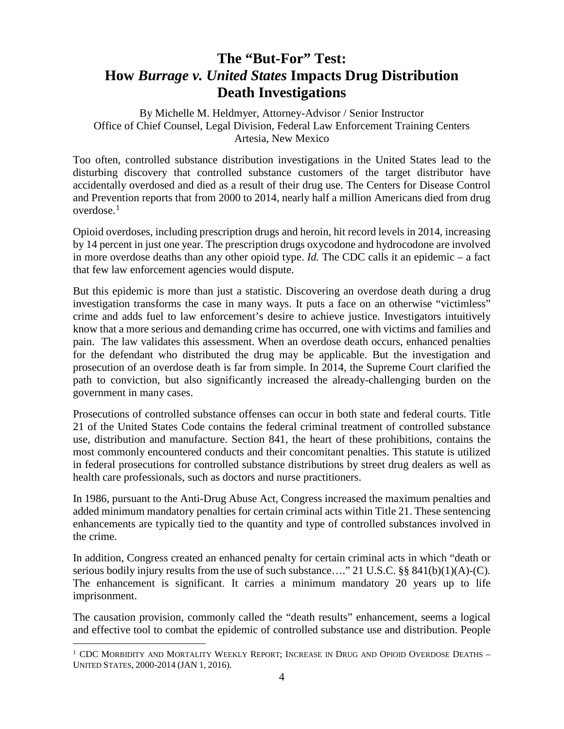# The "But-For" Test: How *Burrage v. United States* Impacts Drug Distribution Death Investigations

By Michelle M. Heldmyer, Attorney-Advisor / Senior Instructor
Office of Chief Counsel, Legal Division, Federal Law Enforcement Training Centers
Artesia, New Mexico

Too often, controlled substance distribution investigations in the United States lead to the disturbing discovery that controlled substance customers of the target distributor have accidentally overdosed and died as a result of their drug use. The Centers for Disease Control and Prevention reports that from 2000 to 2014, nearly half a million Americans died from drug overdose.[1]

Opioid overdoses, including prescription drugs and heroin, hit record levels in 2014, increasing by 14 percent in just one year. The prescription drugs oxycodone and hydrocodone are involved in more overdose deaths than any other opioid type. *Id.* The CDC calls it an epidemic – a fact that few law enforcement agencies would dispute.

But this epidemic is more than just a statistic. Discovering an overdose death during a drug investigation transforms the case in many ways. It puts a face on an otherwise "victimless" crime and adds fuel to law enforcement's desire to achieve justice. Investigators intuitively know that a more serious and demanding crime has occurred, one with victims and families and pain. The law validates this assessment. When an overdose death occurs, enhanced penalties for the defendant who distributed the drug may be applicable. But the investigation and prosecution of an overdose death is far from simple. In 2014, the Supreme Court clarified the path to conviction, but also significantly increased the already-challenging burden on the government in many cases.

Prosecutions of controlled substance offenses can occur in both state and federal courts. Title 21 of the United States Code contains the federal criminal treatment of controlled substance use, distribution and manufacture. Section 841, the heart of these prohibitions, contains the most commonly encountered conducts and their concomitant penalties. This statute is utilized in federal prosecutions for controlled substance distributions by street drug dealers as well as health care professionals, such as doctors and nurse practitioners.

In 1986, pursuant to the Anti-Drug Abuse Act, Congress increased the maximum penalties and added minimum mandatory penalties for certain criminal acts within Title 21. These sentencing enhancements are typically tied to the quantity and type of controlled substances involved in the crime.

In addition, Congress created an enhanced penalty for certain criminal acts in which "death or serious bodily injury results from the use of such substance…." 21 U.S.C. §§ 841(b)(1)(A)-(C). The enhancement is significant. It carries a minimum mandatory 20 years up to life imprisonment.

The causation provision, commonly called the "death results" enhancement, seems a logical and effective tool to combat the epidemic of controlled substance use and distribution. People

---

[1] CDC MORBIDITY AND MORTALITY WEEKLY REPORT; INCREASE IN DRUG AND OPIOID OVERDOSE DEATHS – UNITED STATES, 2000-2014 (JAN 1, 2016).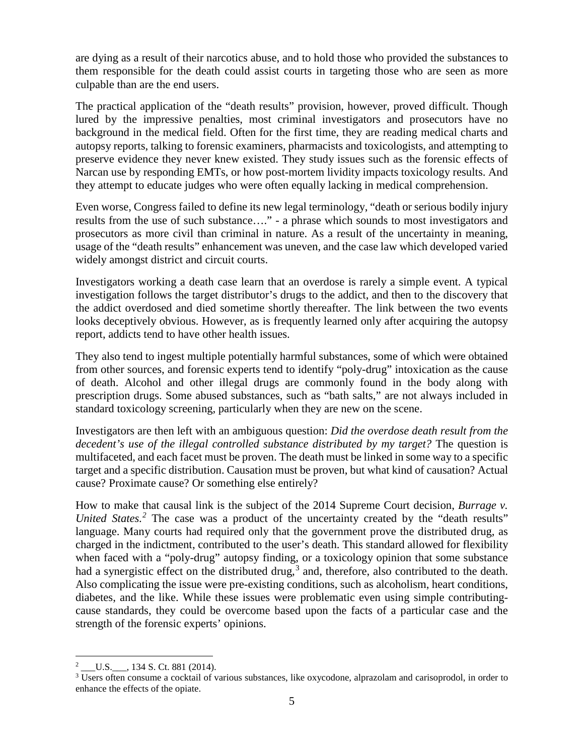are dying as a result of their narcotics abuse, and to hold those who provided the substances to them responsible for the death could assist courts in targeting those who are seen as more culpable than are the end users.

The practical application of the "death results" provision, however, proved difficult. Though lured by the impressive penalties, most criminal investigators and prosecutors have no background in the medical field. Often for the first time, they are reading medical charts and autopsy reports, talking to forensic examiners, pharmacists and toxicologists, and attempting to preserve evidence they never knew existed. They study issues such as the forensic effects of Narcan use by responding EMTs, or how post-mortem lividity impacts toxicology results. And they attempt to educate judges who were often equally lacking in medical comprehension.

Even worse, Congress failed to define its new legal terminology, "death or serious bodily injury results from the use of such substance…." - a phrase which sounds to most investigators and prosecutors as more civil than criminal in nature. As a result of the uncertainty in meaning, usage of the "death results" enhancement was uneven, and the case law which developed varied widely amongst district and circuit courts.

Investigators working a death case learn that an overdose is rarely a simple event. A typical investigation follows the target distributor's drugs to the addict, and then to the discovery that the addict overdosed and died sometime shortly thereafter. The link between the two events looks deceptively obvious. However, as is frequently learned only after acquiring the autopsy report, addicts tend to have other health issues.

They also tend to ingest multiple potentially harmful substances, some of which were obtained from other sources, and forensic experts tend to identify "poly-drug" intoxication as the cause of death. Alcohol and other illegal drugs are commonly found in the body along with prescription drugs. Some abused substances, such as "bath salts," are not always included in standard toxicology screening, particularly when they are new on the scene.

Investigators are then left with an ambiguous question: *Did the overdose death result from the decedent's use of the illegal controlled substance distributed by my target?* The question is multifaceted, and each facet must be proven. The death must be linked in some way to a specific target and a specific distribution. Causation must be proven, but what kind of causation? Actual cause? Proximate cause? Or something else entirely?

How to make that causal link is the subject of the 2014 Supreme Court decision, *Burrage v. United States.*[2] The case was a product of the uncertainty created by the "death results" language. Many courts had required only that the government prove the distributed drug, as charged in the indictment, contributed to the user's death. This standard allowed for flexibility when faced with a "poly-drug" autopsy finding, or a toxicology opinion that some substance had a synergistic effect on the distributed drug,[3] and, therefore, also contributed to the death. Also complicating the issue were pre-existing conditions, such as alcoholism, heart conditions, diabetes, and the like. While these issues were problematic even using simple contributing-cause standards, they could be overcome based upon the facts of a particular case and the strength of the forensic experts' opinions.

---

[2] ___U.S.___, 134 S. Ct. 881 (2014).

[3] Users often consume a cocktail of various substances, like oxycodone, alprazolam and carisoprodol, in order to enhance the effects of the opiate.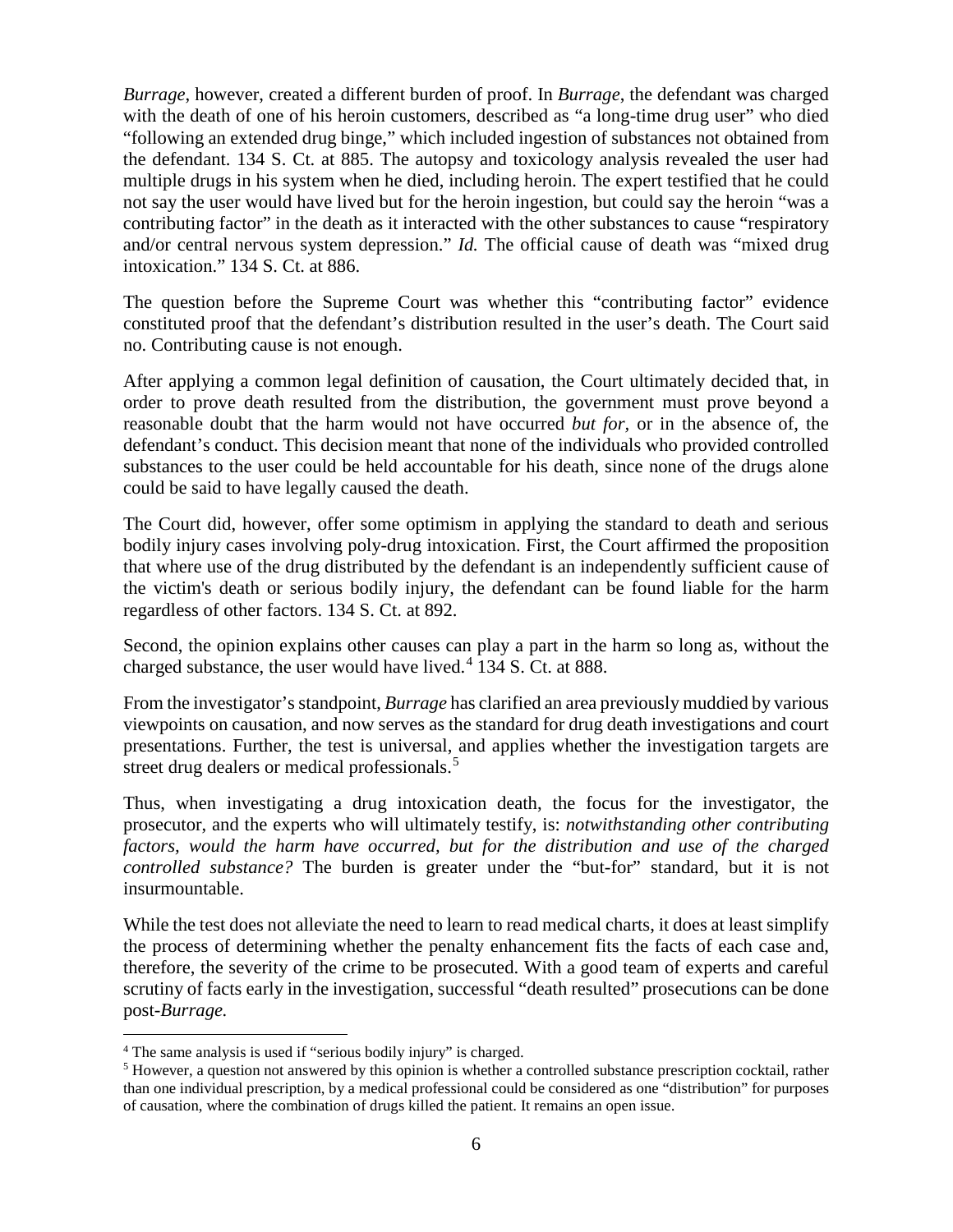*Burrage*, however, created a different burden of proof. In *Burrage*, the defendant was charged with the death of one of his heroin customers, described as "a long-time drug user" who died "following an extended drug binge," which included ingestion of substances not obtained from the defendant. 134 S. Ct. at 885. The autopsy and toxicology analysis revealed the user had multiple drugs in his system when he died, including heroin. The expert testified that he could not say the user would have lived but for the heroin ingestion, but could say the heroin "was a contributing factor" in the death as it interacted with the other substances to cause "respiratory and/or central nervous system depression." *Id.* The official cause of death was "mixed drug intoxication." 134 S. Ct. at 886.

The question before the Supreme Court was whether this "contributing factor" evidence constituted proof that the defendant's distribution resulted in the user's death. The Court said no. Contributing cause is not enough.

After applying a common legal definition of causation, the Court ultimately decided that, in order to prove death resulted from the distribution, the government must prove beyond a reasonable doubt that the harm would not have occurred *but for,* or in the absence of, the defendant's conduct. This decision meant that none of the individuals who provided controlled substances to the user could be held accountable for his death, since none of the drugs alone could be said to have legally caused the death.

The Court did, however, offer some optimism in applying the standard to death and serious bodily injury cases involving poly-drug intoxication. First, the Court affirmed the proposition that where use of the drug distributed by the defendant is an independently sufficient cause of the victim's death or serious bodily injury, the defendant can be found liable for the harm regardless of other factors. 134 S. Ct. at 892.

Second, the opinion explains other causes can play a part in the harm so long as, without the charged substance, the user would have lived.[4] 134 S. Ct. at 888.

From the investigator's standpoint, *Burrage* has clarified an area previously muddied by various viewpoints on causation, and now serves as the standard for drug death investigations and court presentations. Further, the test is universal, and applies whether the investigation targets are street drug dealers or medical professionals.[5]

Thus, when investigating a drug intoxication death, the focus for the investigator, the prosecutor, and the experts who will ultimately testify, is: *notwithstanding other contributing factors, would the harm have occurred, but for the distribution and use of the charged controlled substance?* The burden is greater under the "but-for" standard, but it is not insurmountable.

While the test does not alleviate the need to learn to read medical charts, it does at least simplify the process of determining whether the penalty enhancement fits the facts of each case and, therefore, the severity of the crime to be prosecuted. With a good team of experts and careful scrutiny of facts early in the investigation, successful "death resulted" prosecutions can be done post-*Burrage.*

---

[4] The same analysis is used if "serious bodily injury" is charged.

[5] However, a question not answered by this opinion is whether a controlled substance prescription cocktail, rather than one individual prescription, by a medical professional could be considered as one "distribution" for purposes of causation, where the combination of drugs killed the patient. It remains an open issue.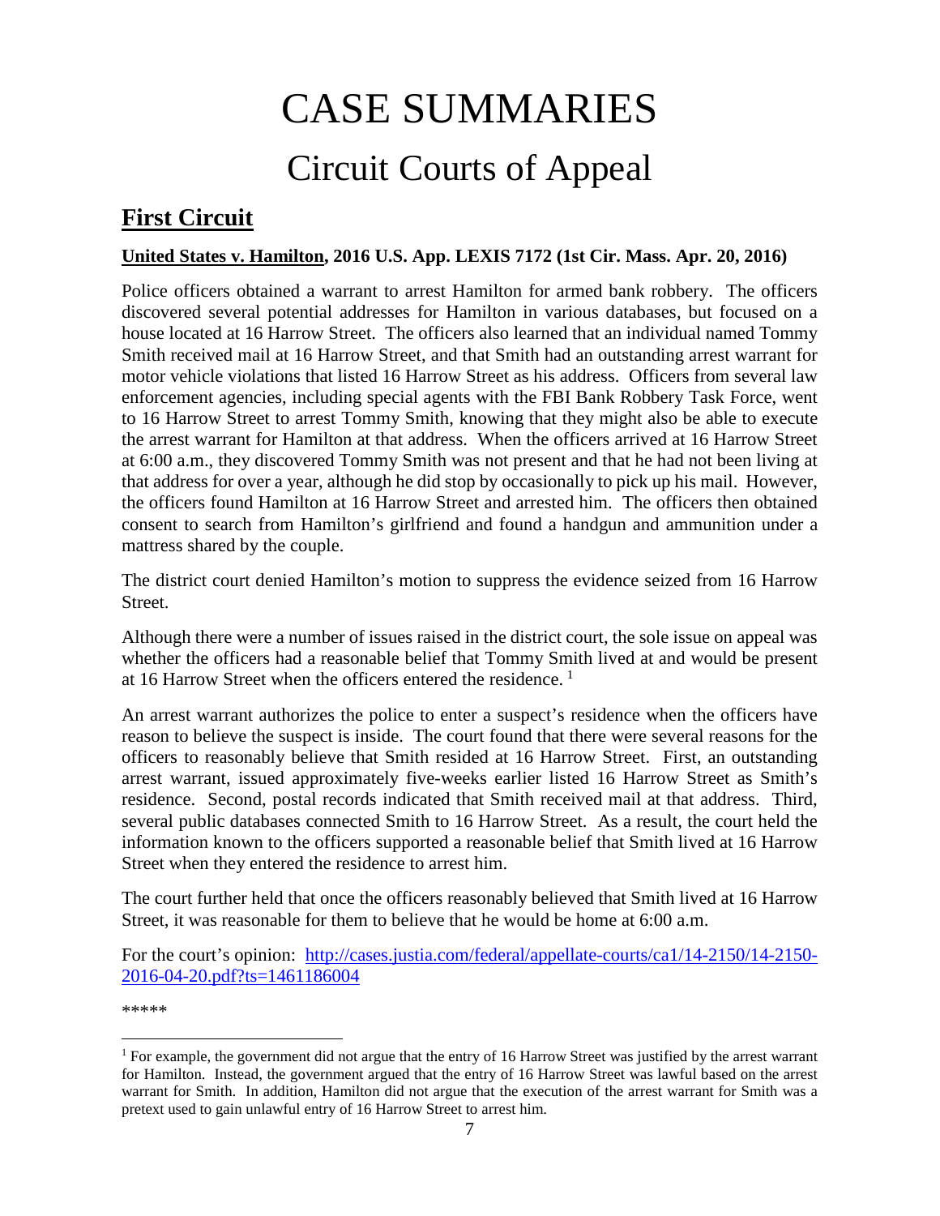# CASE SUMMARIES

## Circuit Courts of Appeal

## First Circuit

**United States v. Hamilton, 2016 U.S. App. LEXIS 7172 (1st Cir. Mass. Apr. 20, 2016)**

Police officers obtained a warrant to arrest Hamilton for armed bank robbery. The officers discovered several potential addresses for Hamilton in various databases, but focused on a house located at 16 Harrow Street. The officers also learned that an individual named Tommy Smith received mail at 16 Harrow Street, and that Smith had an outstanding arrest warrant for motor vehicle violations that listed 16 Harrow Street as his address. Officers from several law enforcement agencies, including special agents with the FBI Bank Robbery Task Force, went to 16 Harrow Street to arrest Tommy Smith, knowing that they might also be able to execute the arrest warrant for Hamilton at that address. When the officers arrived at 16 Harrow Street at 6:00 a.m., they discovered Tommy Smith was not present and that he had not been living at that address for over a year, although he did stop by occasionally to pick up his mail. However, the officers found Hamilton at 16 Harrow Street and arrested him. The officers then obtained consent to search from Hamilton's girlfriend and found a handgun and ammunition under a mattress shared by the couple.

The district court denied Hamilton's motion to suppress the evidence seized from 16 Harrow Street.

Although there were a number of issues raised in the district court, the sole issue on appeal was whether the officers had a reasonable belief that Tommy Smith lived at and would be present at 16 Harrow Street when the officers entered the residence. [1]

An arrest warrant authorizes the police to enter a suspect's residence when the officers have reason to believe the suspect is inside. The court found that there were several reasons for the officers to reasonably believe that Smith resided at 16 Harrow Street. First, an outstanding arrest warrant, issued approximately five-weeks earlier listed 16 Harrow Street as Smith's residence. Second, postal records indicated that Smith received mail at that address. Third, several public databases connected Smith to 16 Harrow Street. As a result, the court held the information known to the officers supported a reasonable belief that Smith lived at 16 Harrow Street when they entered the residence to arrest him.

The court further held that once the officers reasonably believed that Smith lived at 16 Harrow Street, it was reasonable for them to believe that he would be home at 6:00 a.m.

For the court's opinion: [http://cases.justia.com/federal/appellate-courts/ca1/14-2150/14-2150-2016-04-20.pdf?ts=1461186004](http://cases.justia.com/federal/appellate-courts/ca1/14-2150/14-2150-2016-04-20.pdf?ts=1461186004)

*****

[1] For example, the government did not argue that the entry of 16 Harrow Street was justified by the arrest warrant for Hamilton. Instead, the government argued that the entry of 16 Harrow Street was lawful based on the arrest warrant for Smith. In addition, Hamilton did not argue that the execution of the arrest warrant for Smith was a pretext used to gain unlawful entry of 16 Harrow Street to arrest him.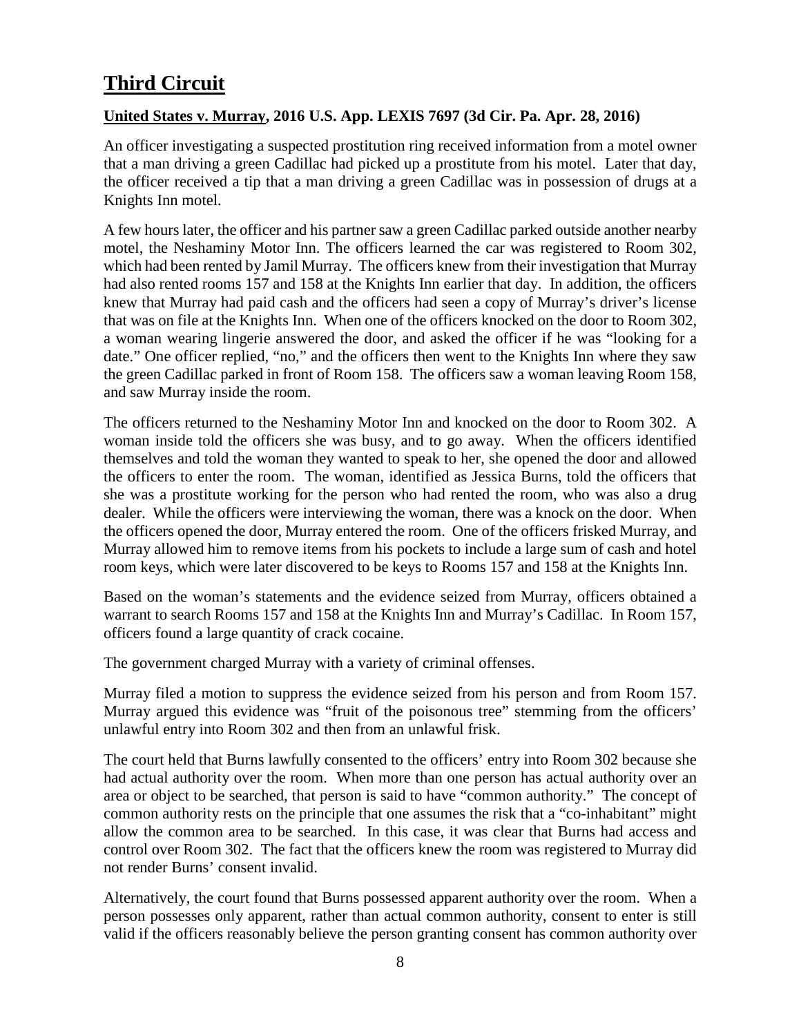# Third Circuit

## United States v. Murray, 2016 U.S. App. LEXIS 7697 (3d Cir. Pa. Apr. 28, 2016)

An officer investigating a suspected prostitution ring received information from a motel owner that a man driving a green Cadillac had picked up a prostitute from his motel. Later that day, the officer received a tip that a man driving a green Cadillac was in possession of drugs at a Knights Inn motel.

A few hours later, the officer and his partner saw a green Cadillac parked outside another nearby motel, the Neshaminy Motor Inn. The officers learned the car was registered to Room 302, which had been rented by Jamil Murray. The officers knew from their investigation that Murray had also rented rooms 157 and 158 at the Knights Inn earlier that day. In addition, the officers knew that Murray had paid cash and the officers had seen a copy of Murray's driver's license that was on file at the Knights Inn. When one of the officers knocked on the door to Room 302, a woman wearing lingerie answered the door, and asked the officer if he was "looking for a date." One officer replied, "no," and the officers then went to the Knights Inn where they saw the green Cadillac parked in front of Room 158. The officers saw a woman leaving Room 158, and saw Murray inside the room.

The officers returned to the Neshaminy Motor Inn and knocked on the door to Room 302. A woman inside told the officers she was busy, and to go away. When the officers identified themselves and told the woman they wanted to speak to her, she opened the door and allowed the officers to enter the room. The woman, identified as Jessica Burns, told the officers that she was a prostitute working for the person who had rented the room, who was also a drug dealer. While the officers were interviewing the woman, there was a knock on the door. When the officers opened the door, Murray entered the room. One of the officers frisked Murray, and Murray allowed him to remove items from his pockets to include a large sum of cash and hotel room keys, which were later discovered to be keys to Rooms 157 and 158 at the Knights Inn.

Based on the woman's statements and the evidence seized from Murray, officers obtained a warrant to search Rooms 157 and 158 at the Knights Inn and Murray's Cadillac. In Room 157, officers found a large quantity of crack cocaine.

The government charged Murray with a variety of criminal offenses.

Murray filed a motion to suppress the evidence seized from his person and from Room 157. Murray argued this evidence was "fruit of the poisonous tree" stemming from the officers' unlawful entry into Room 302 and then from an unlawful frisk.

The court held that Burns lawfully consented to the officers' entry into Room 302 because she had actual authority over the room. When more than one person has actual authority over an area or object to be searched, that person is said to have "common authority." The concept of common authority rests on the principle that one assumes the risk that a "co-inhabitant" might allow the common area to be searched. In this case, it was clear that Burns had access and control over Room 302. The fact that the officers knew the room was registered to Murray did not render Burns' consent invalid.

Alternatively, the court found that Burns possessed apparent authority over the room. When a person possesses only apparent, rather than actual common authority, consent to enter is still valid if the officers reasonably believe the person granting consent has common authority over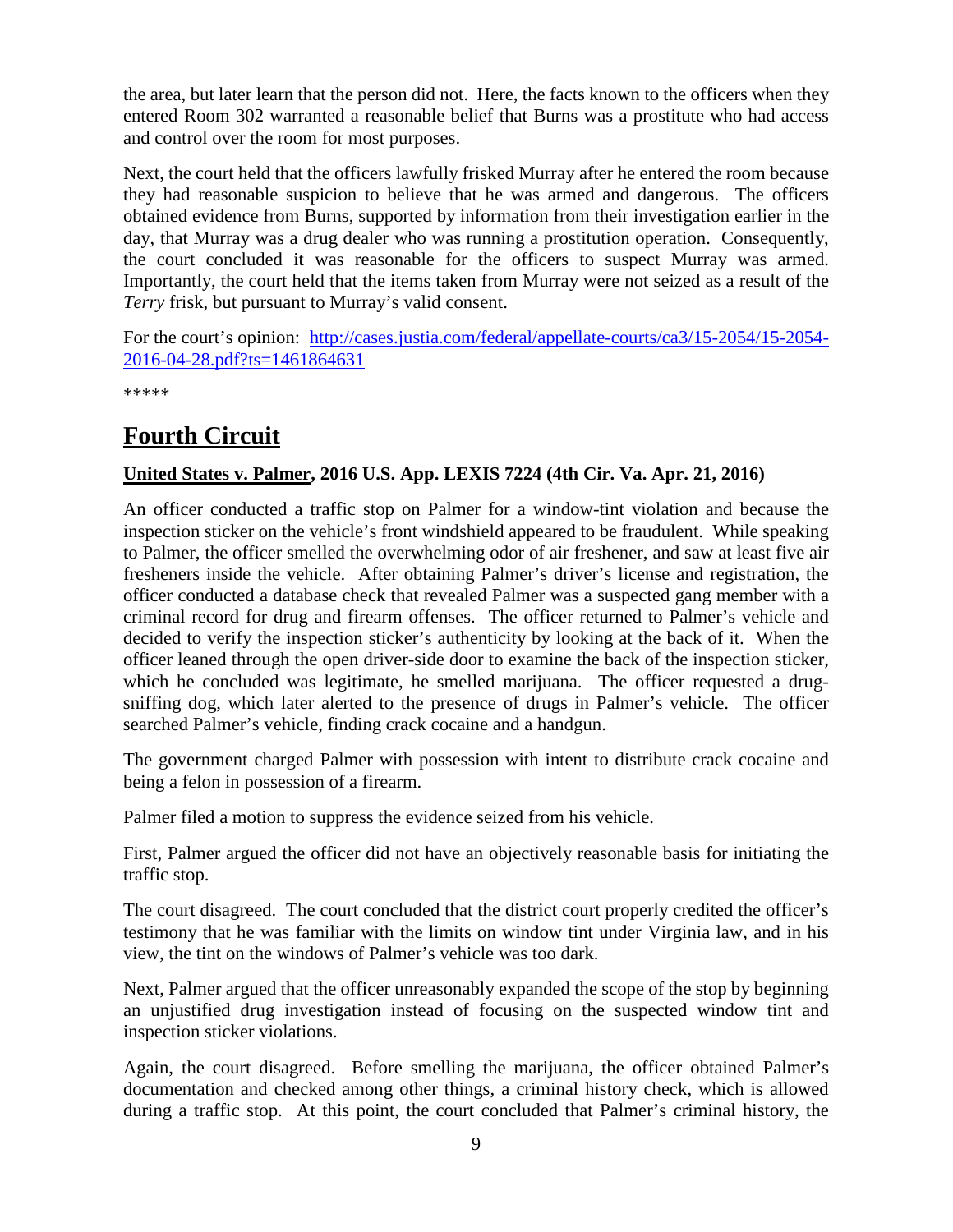the area, but later learn that the person did not. Here, the facts known to the officers when they entered Room 302 warranted a reasonable belief that Burns was a prostitute who had access and control over the room for most purposes.

Next, the court held that the officers lawfully frisked Murray after he entered the room because they had reasonable suspicion to believe that he was armed and dangerous. The officers obtained evidence from Burns, supported by information from their investigation earlier in the day, that Murray was a drug dealer who was running a prostitution operation. Consequently, the court concluded it was reasonable for the officers to suspect Murray was armed. Importantly, the court held that the items taken from Murray were not seized as a result of the *Terry* frisk, but pursuant to Murray's valid consent.

For the court's opinion: [http://cases.justia.com/federal/appellate-courts/ca3/15-2054/15-2054-2016-04-28.pdf?ts=1461864631](http://cases.justia.com/federal/appellate-courts/ca3/15-2054/15-2054-2016-04-28.pdf?ts=1461864631)

*****

# Fourth Circuit

### United States v. Palmer, 2016 U.S. App. LEXIS 7224 (4th Cir. Va. Apr. 21, 2016)

An officer conducted a traffic stop on Palmer for a window-tint violation and because the inspection sticker on the vehicle's front windshield appeared to be fraudulent. While speaking to Palmer, the officer smelled the overwhelming odor of air freshener, and saw at least five air fresheners inside the vehicle. After obtaining Palmer's driver's license and registration, the officer conducted a database check that revealed Palmer was a suspected gang member with a criminal record for drug and firearm offenses. The officer returned to Palmer's vehicle and decided to verify the inspection sticker's authenticity by looking at the back of it. When the officer leaned through the open driver-side door to examine the back of the inspection sticker, which he concluded was legitimate, he smelled marijuana. The officer requested a drug-sniffing dog, which later alerted to the presence of drugs in Palmer's vehicle. The officer searched Palmer's vehicle, finding crack cocaine and a handgun.

The government charged Palmer with possession with intent to distribute crack cocaine and being a felon in possession of a firearm.

Palmer filed a motion to suppress the evidence seized from his vehicle.

First, Palmer argued the officer did not have an objectively reasonable basis for initiating the traffic stop.

The court disagreed. The court concluded that the district court properly credited the officer's testimony that he was familiar with the limits on window tint under Virginia law, and in his view, the tint on the windows of Palmer's vehicle was too dark.

Next, Palmer argued that the officer unreasonably expanded the scope of the stop by beginning an unjustified drug investigation instead of focusing on the suspected window tint and inspection sticker violations.

Again, the court disagreed. Before smelling the marijuana, the officer obtained Palmer's documentation and checked among other things, a criminal history check, which is allowed during a traffic stop. At this point, the court concluded that Palmer's criminal history, the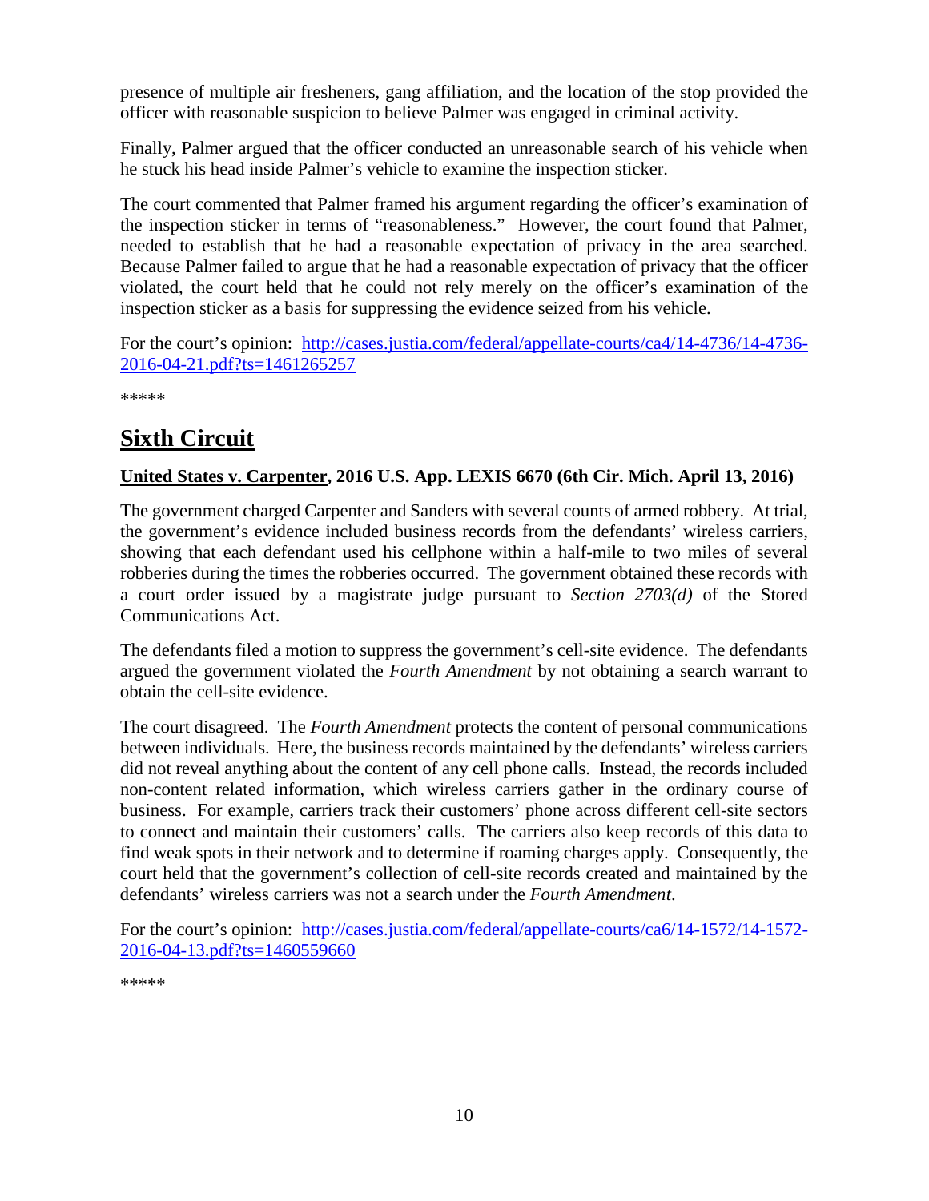presence of multiple air fresheners, gang affiliation, and the location of the stop provided the officer with reasonable suspicion to believe Palmer was engaged in criminal activity.

Finally, Palmer argued that the officer conducted an unreasonable search of his vehicle when he stuck his head inside Palmer's vehicle to examine the inspection sticker.

The court commented that Palmer framed his argument regarding the officer's examination of the inspection sticker in terms of "reasonableness." However, the court found that Palmer, needed to establish that he had a reasonable expectation of privacy in the area searched. Because Palmer failed to argue that he had a reasonable expectation of privacy that the officer violated, the court held that he could not rely merely on the officer's examination of the inspection sticker as a basis for suppressing the evidence seized from his vehicle.

For the court's opinion: [http://cases.justia.com/federal/appellate-courts/ca4/14-4736/14-4736-2016-04-21.pdf?ts=1461265257](http://cases.justia.com/federal/appellate-courts/ca4/14-4736/14-4736-2016-04-21.pdf?ts=1461265257)

*****

## Sixth Circuit

**United States v. Carpenter, 2016 U.S. App. LEXIS 6670 (6th Cir. Mich. April 13, 2016)**

The government charged Carpenter and Sanders with several counts of armed robbery. At trial, the government's evidence included business records from the defendants' wireless carriers, showing that each defendant used his cellphone within a half-mile to two miles of several robberies during the times the robberies occurred. The government obtained these records with a court order issued by a magistrate judge pursuant to *Section 2703(d)* of the Stored Communications Act.

The defendants filed a motion to suppress the government's cell-site evidence. The defendants argued the government violated the *Fourth Amendment* by not obtaining a search warrant to obtain the cell-site evidence.

The court disagreed. The *Fourth Amendment* protects the content of personal communications between individuals. Here, the business records maintained by the defendants' wireless carriers did not reveal anything about the content of any cell phone calls. Instead, the records included non-content related information, which wireless carriers gather in the ordinary course of business. For example, carriers track their customers' phone across different cell-site sectors to connect and maintain their customers' calls. The carriers also keep records of this data to find weak spots in their network and to determine if roaming charges apply. Consequently, the court held that the government's collection of cell-site records created and maintained by the defendants' wireless carriers was not a search under the *Fourth Amendment*.

For the court's opinion: [http://cases.justia.com/federal/appellate-courts/ca6/14-1572/14-1572-2016-04-13.pdf?ts=1460559660](http://cases.justia.com/federal/appellate-courts/ca6/14-1572/14-1572-2016-04-13.pdf?ts=1460559660)

*****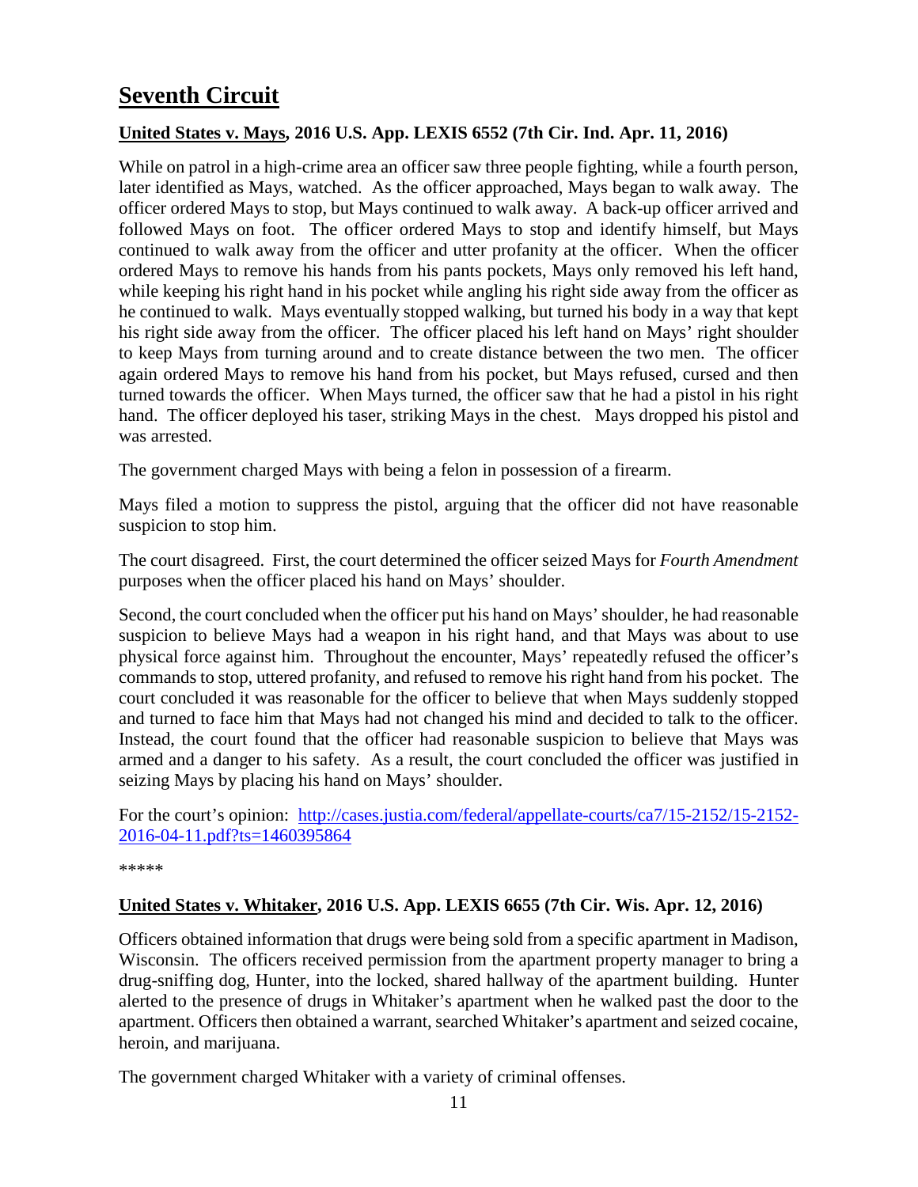# Seventh Circuit

### United States v. Mays, 2016 U.S. App. LEXIS 6552 (7th Cir. Ind. Apr. 11, 2016)

While on patrol in a high-crime area an officer saw three people fighting, while a fourth person, later identified as Mays, watched. As the officer approached, Mays began to walk away. The officer ordered Mays to stop, but Mays continued to walk away. A back-up officer arrived and followed Mays on foot. The officer ordered Mays to stop and identify himself, but Mays continued to walk away from the officer and utter profanity at the officer. When the officer ordered Mays to remove his hands from his pants pockets, Mays only removed his left hand, while keeping his right hand in his pocket while angling his right side away from the officer as he continued to walk. Mays eventually stopped walking, but turned his body in a way that kept his right side away from the officer. The officer placed his left hand on Mays' right shoulder to keep Mays from turning around and to create distance between the two men. The officer again ordered Mays to remove his hand from his pocket, but Mays refused, cursed and then turned towards the officer. When Mays turned, the officer saw that he had a pistol in his right hand. The officer deployed his taser, striking Mays in the chest. Mays dropped his pistol and was arrested.

The government charged Mays with being a felon in possession of a firearm.

Mays filed a motion to suppress the pistol, arguing that the officer did not have reasonable suspicion to stop him.

The court disagreed. First, the court determined the officer seized Mays for *Fourth Amendment* purposes when the officer placed his hand on Mays' shoulder.

Second, the court concluded when the officer put his hand on Mays' shoulder, he had reasonable suspicion to believe Mays had a weapon in his right hand, and that Mays was about to use physical force against him. Throughout the encounter, Mays' repeatedly refused the officer's commands to stop, uttered profanity, and refused to remove his right hand from his pocket. The court concluded it was reasonable for the officer to believe that when Mays suddenly stopped and turned to face him that Mays had not changed his mind and decided to talk to the officer. Instead, the court found that the officer had reasonable suspicion to believe that Mays was armed and a danger to his safety. As a result, the court concluded the officer was justified in seizing Mays by placing his hand on Mays' shoulder.

For the court's opinion: http://cases.justia.com/federal/appellate-courts/ca7/15-2152/15-2152-2016-04-11.pdf?ts=1460395864

*****

### United States v. Whitaker, 2016 U.S. App. LEXIS 6655 (7th Cir. Wis. Apr. 12, 2016)

Officers obtained information that drugs were being sold from a specific apartment in Madison, Wisconsin. The officers received permission from the apartment property manager to bring a drug-sniffing dog, Hunter, into the locked, shared hallway of the apartment building. Hunter alerted to the presence of drugs in Whitaker's apartment when he walked past the door to the apartment. Officers then obtained a warrant, searched Whitaker's apartment and seized cocaine, heroin, and marijuana.

The government charged Whitaker with a variety of criminal offenses.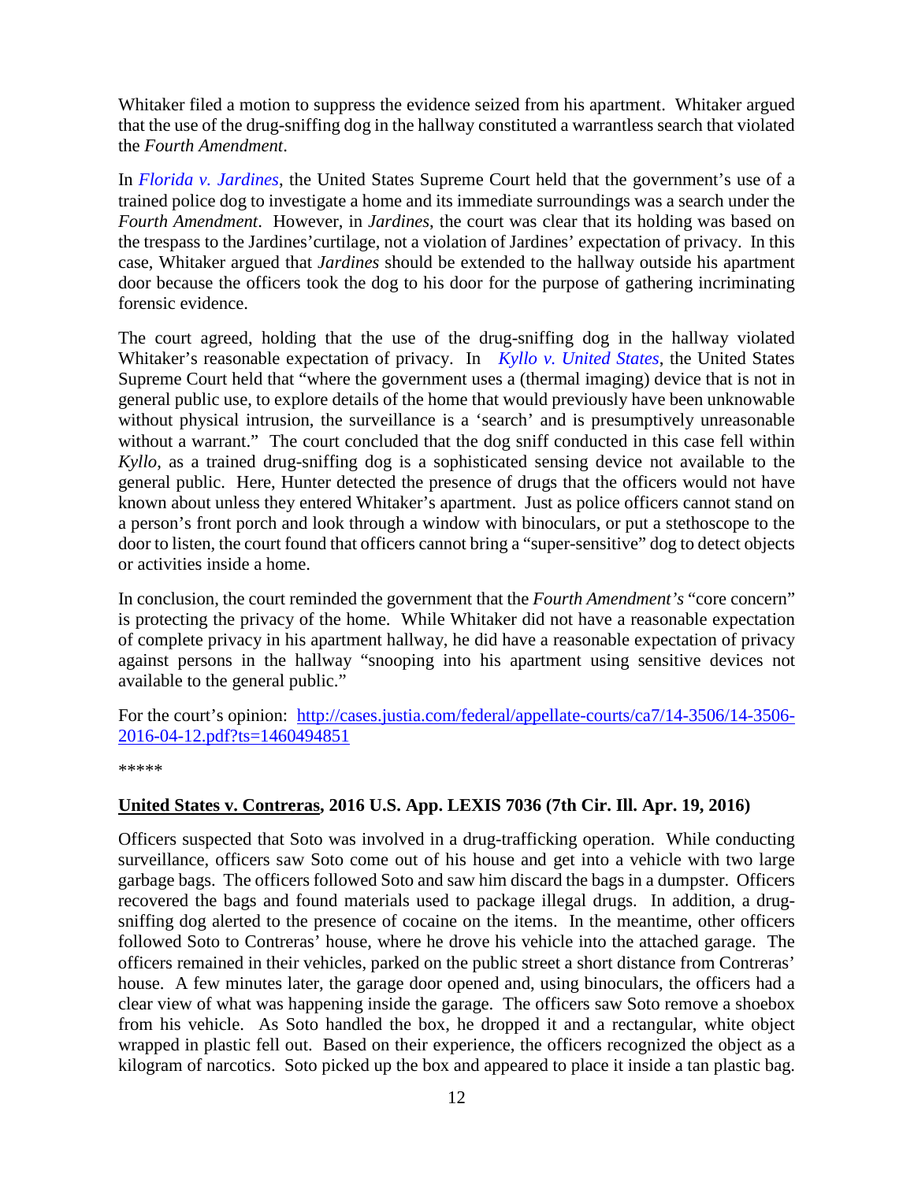Whitaker filed a motion to suppress the evidence seized from his apartment. Whitaker argued that the use of the drug-sniffing dog in the hallway constituted a warrantless search that violated the *Fourth Amendment*.

In *Florida v. Jardines*, the United States Supreme Court held that the government's use of a trained police dog to investigate a home and its immediate surroundings was a search under the *Fourth Amendment*. However, in *Jardines*, the court was clear that its holding was based on the trespass to the Jardines'curtilage, not a violation of Jardines' expectation of privacy. In this case, Whitaker argued that *Jardines* should be extended to the hallway outside his apartment door because the officers took the dog to his door for the purpose of gathering incriminating forensic evidence.

The court agreed, holding that the use of the drug-sniffing dog in the hallway violated Whitaker's reasonable expectation of privacy. In *Kyllo v. United States*, the United States Supreme Court held that "where the government uses a (thermal imaging) device that is not in general public use, to explore details of the home that would previously have been unknowable without physical intrusion, the surveillance is a 'search' and is presumptively unreasonable without a warrant." The court concluded that the dog sniff conducted in this case fell within *Kyllo*, as a trained drug-sniffing dog is a sophisticated sensing device not available to the general public. Here, Hunter detected the presence of drugs that the officers would not have known about unless they entered Whitaker's apartment. Just as police officers cannot stand on a person's front porch and look through a window with binoculars, or put a stethoscope to the door to listen, the court found that officers cannot bring a "super-sensitive" dog to detect objects or activities inside a home.

In conclusion, the court reminded the government that the *Fourth Amendment's* "core concern" is protecting the privacy of the home. While Whitaker did not have a reasonable expectation of complete privacy in his apartment hallway, he did have a reasonable expectation of privacy against persons in the hallway "snooping into his apartment using sensitive devices not available to the general public."

For the court's opinion: http://cases.justia.com/federal/appellate-courts/ca7/14-3506/14-3506-2016-04-12.pdf?ts=1460494851

*****

**United States v. Contreras, 2016 U.S. App. LEXIS 7036 (7th Cir. Ill. Apr. 19, 2016)**

Officers suspected that Soto was involved in a drug-trafficking operation. While conducting surveillance, officers saw Soto come out of his house and get into a vehicle with two large garbage bags. The officers followed Soto and saw him discard the bags in a dumpster. Officers recovered the bags and found materials used to package illegal drugs. In addition, a drug-sniffing dog alerted to the presence of cocaine on the items. In the meantime, other officers followed Soto to Contreras' house, where he drove his vehicle into the attached garage. The officers remained in their vehicles, parked on the public street a short distance from Contreras' house. A few minutes later, the garage door opened and, using binoculars, the officers had a clear view of what was happening inside the garage. The officers saw Soto remove a shoebox from his vehicle. As Soto handled the box, he dropped it and a rectangular, white object wrapped in plastic fell out. Based on their experience, the officers recognized the object as a kilogram of narcotics. Soto picked up the box and appeared to place it inside a tan plastic bag.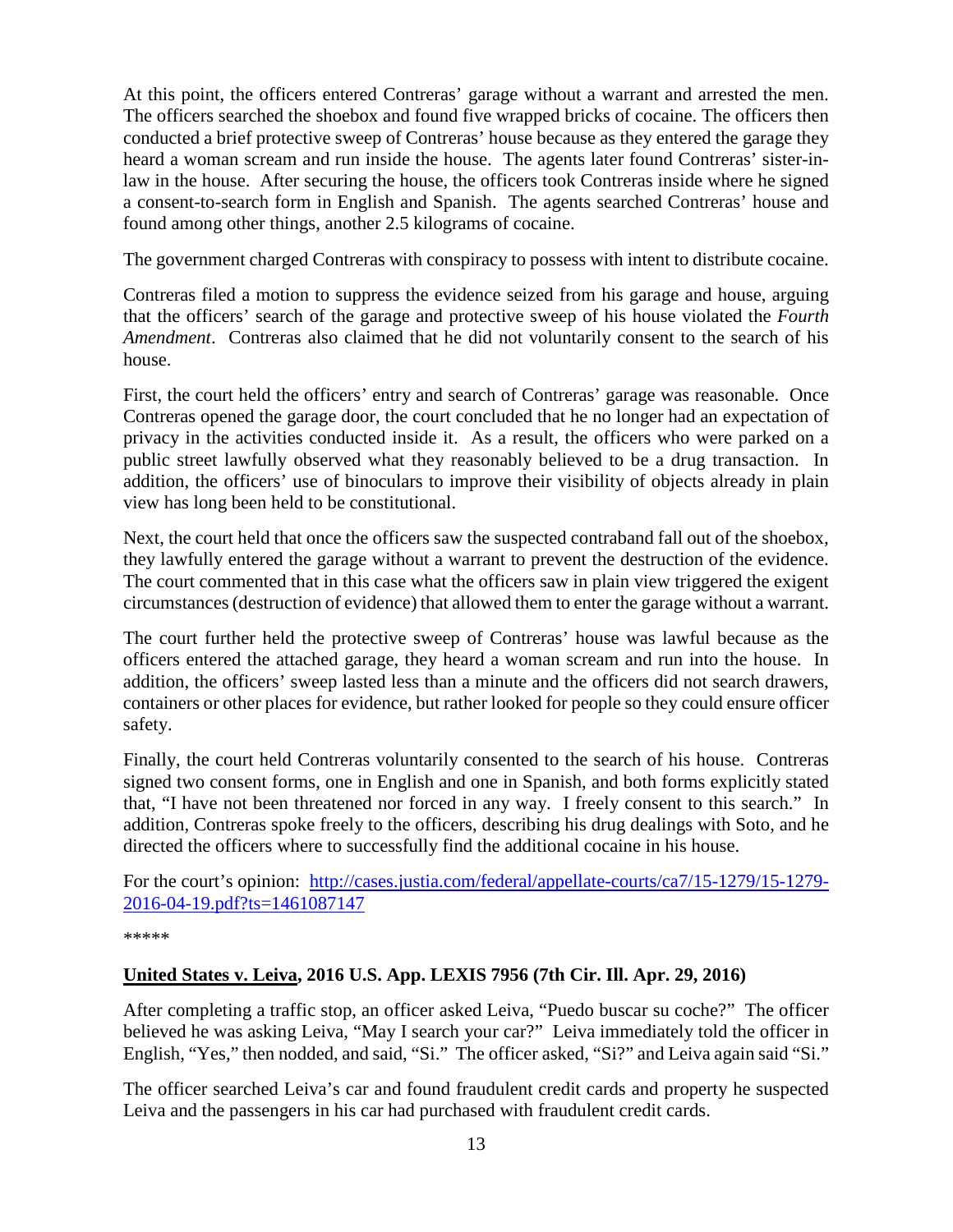At this point, the officers entered Contreras' garage without a warrant and arrested the men. The officers searched the shoebox and found five wrapped bricks of cocaine. The officers then conducted a brief protective sweep of Contreras' house because as they entered the garage they heard a woman scream and run inside the house. The agents later found Contreras' sister-in-law in the house. After securing the house, the officers took Contreras inside where he signed a consent-to-search form in English and Spanish. The agents searched Contreras' house and found among other things, another 2.5 kilograms of cocaine.

The government charged Contreras with conspiracy to possess with intent to distribute cocaine.

Contreras filed a motion to suppress the evidence seized from his garage and house, arguing that the officers' search of the garage and protective sweep of his house violated the *Fourth Amendment*. Contreras also claimed that he did not voluntarily consent to the search of his house.

First, the court held the officers' entry and search of Contreras' garage was reasonable. Once Contreras opened the garage door, the court concluded that he no longer had an expectation of privacy in the activities conducted inside it. As a result, the officers who were parked on a public street lawfully observed what they reasonably believed to be a drug transaction. In addition, the officers' use of binoculars to improve their visibility of objects already in plain view has long been held to be constitutional.

Next, the court held that once the officers saw the suspected contraband fall out of the shoebox, they lawfully entered the garage without a warrant to prevent the destruction of the evidence. The court commented that in this case what the officers saw in plain view triggered the exigent circumstances (destruction of evidence) that allowed them to enter the garage without a warrant.

The court further held the protective sweep of Contreras' house was lawful because as the officers entered the attached garage, they heard a woman scream and run into the house. In addition, the officers' sweep lasted less than a minute and the officers did not search drawers, containers or other places for evidence, but rather looked for people so they could ensure officer safety.

Finally, the court held Contreras voluntarily consented to the search of his house. Contreras signed two consent forms, one in English and one in Spanish, and both forms explicitly stated that, "I have not been threatened nor forced in any way. I freely consent to this search." In addition, Contreras spoke freely to the officers, describing his drug dealings with Soto, and he directed the officers where to successfully find the additional cocaine in his house.

For the court's opinion: [http://cases.justia.com/federal/appellate-courts/ca7/15-1279/15-1279-2016-04-19.pdf?ts=1461087147](http://cases.justia.com/federal/appellate-courts/ca7/15-1279/15-1279-2016-04-19.pdf?ts=1461087147)

*****

**<u>United States v. Leiva</u>, 2016 U.S. App. LEXIS 7956 (7th Cir. Ill. Apr. 29, 2016)**

After completing a traffic stop, an officer asked Leiva, "Puedo buscar su coche?" The officer believed he was asking Leiva, "May I search your car?" Leiva immediately told the officer in English, "Yes," then nodded, and said, "Si." The officer asked, "Si?" and Leiva again said "Si."

The officer searched Leiva's car and found fraudulent credit cards and property he suspected Leiva and the passengers in his car had purchased with fraudulent credit cards.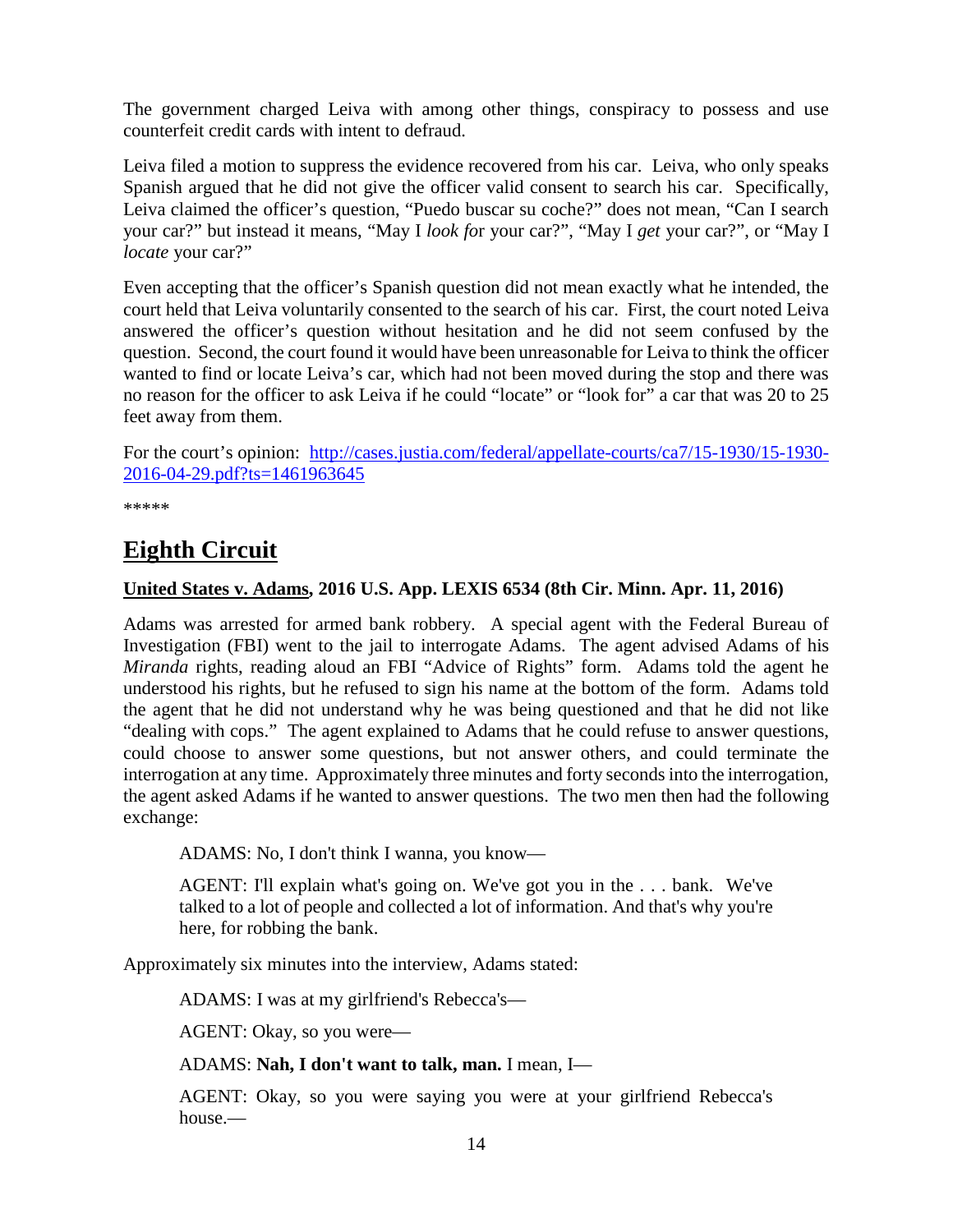The government charged Leiva with among other things, conspiracy to possess and use counterfeit credit cards with intent to defraud.

Leiva filed a motion to suppress the evidence recovered from his car. Leiva, who only speaks Spanish argued that he did not give the officer valid consent to search his car. Specifically, Leiva claimed the officer's question, "Puedo buscar su coche?" does not mean, "Can I search your car?" but instead it means, "May I *look fo*r your car?", "May I *get* your car?", or "May I *locate* your car?"

Even accepting that the officer's Spanish question did not mean exactly what he intended, the court held that Leiva voluntarily consented to the search of his car. First, the court noted Leiva answered the officer's question without hesitation and he did not seem confused by the question. Second, the court found it would have been unreasonable for Leiva to think the officer wanted to find or locate Leiva's car, which had not been moved during the stop and there was no reason for the officer to ask Leiva if he could "locate" or "look for" a car that was 20 to 25 feet away from them.

For the court's opinion: [http://cases.justia.com/federal/appellate-courts/ca7/15-1930/15-1930-2016-04-29.pdf?ts=1461963645](http://cases.justia.com/federal/appellate-courts/ca7/15-1930/15-1930-2016-04-29.pdf?ts=1461963645)

*****

# Eighth Circuit

**United States v. Adams, 2016 U.S. App. LEXIS 6534 (8th Cir. Minn. Apr. 11, 2016)**

Adams was arrested for armed bank robbery. A special agent with the Federal Bureau of Investigation (FBI) went to the jail to interrogate Adams. The agent advised Adams of his *Miranda* rights, reading aloud an FBI "Advice of Rights" form. Adams told the agent he understood his rights, but he refused to sign his name at the bottom of the form. Adams told the agent that he did not understand why he was being questioned and that he did not like "dealing with cops." The agent explained to Adams that he could refuse to answer questions, could choose to answer some questions, but not answer others, and could terminate the interrogation at any time. Approximately three minutes and forty seconds into the interrogation, the agent asked Adams if he wanted to answer questions. The two men then had the following exchange:

> ADAMS: No, I don't think I wanna, you know—
>
> AGENT: I'll explain what's going on. We've got you in the . . . bank. We've talked to a lot of people and collected a lot of information. And that's why you're here, for robbing the bank.

Approximately six minutes into the interview, Adams stated:

> ADAMS: I was at my girlfriend's Rebecca's—
>
> AGENT: Okay, so you were—
>
> ADAMS: **Nah, I don't want to talk, man.** I mean, I—
>
> AGENT: Okay, so you were saying you were at your girlfriend Rebecca's house.—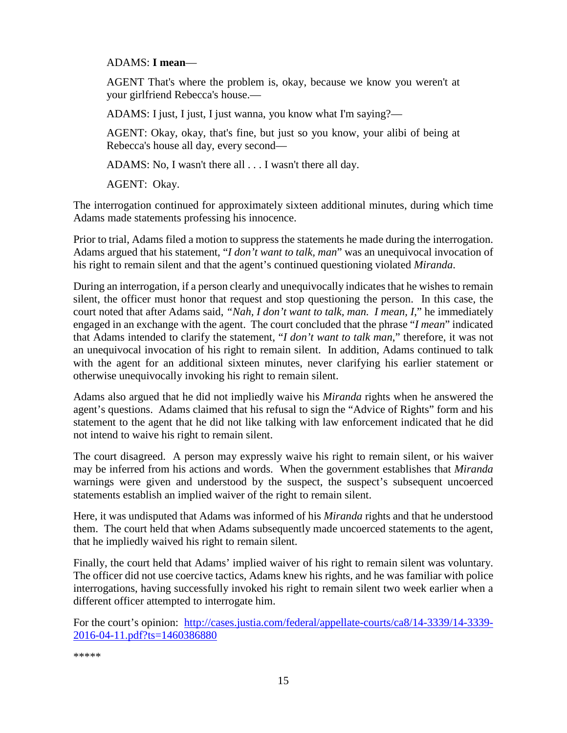ADAMS: **I mean**—

AGENT That's where the problem is, okay, because we know you weren't at your girlfriend Rebecca's house.—

ADAMS: I just, I just, I just wanna, you know what I'm saying?—

AGENT: Okay, okay, that's fine, but just so you know, your alibi of being at Rebecca's house all day, every second—

ADAMS: No, I wasn't there all . . . I wasn't there all day.

AGENT: Okay.

The interrogation continued for approximately sixteen additional minutes, during which time Adams made statements professing his innocence.

Prior to trial, Adams filed a motion to suppress the statements he made during the interrogation. Adams argued that his statement, "*I don't want to talk, man*" was an unequivocal invocation of his right to remain silent and that the agent's continued questioning violated *Miranda*.

During an interrogation, if a person clearly and unequivocally indicates that he wishes to remain silent, the officer must honor that request and stop questioning the person. In this case, the court noted that after Adams said, *"Nah, I don't want to talk, man. I mean, I*," he immediately engaged in an exchange with the agent. The court concluded that the phrase "*I mean*" indicated that Adams intended to clarify the statement, "*I don't want to talk man*," therefore, it was not an unequivocal invocation of his right to remain silent. In addition, Adams continued to talk with the agent for an additional sixteen minutes, never clarifying his earlier statement or otherwise unequivocally invoking his right to remain silent.

Adams also argued that he did not impliedly waive his *Miranda* rights when he answered the agent's questions. Adams claimed that his refusal to sign the "Advice of Rights" form and his statement to the agent that he did not like talking with law enforcement indicated that he did not intend to waive his right to remain silent.

The court disagreed. A person may expressly waive his right to remain silent, or his waiver may be inferred from his actions and words. When the government establishes that *Miranda* warnings were given and understood by the suspect, the suspect's subsequent uncoerced statements establish an implied waiver of the right to remain silent.

Here, it was undisputed that Adams was informed of his *Miranda* rights and that he understood them. The court held that when Adams subsequently made uncoerced statements to the agent, that he impliedly waived his right to remain silent.

Finally, the court held that Adams' implied waiver of his right to remain silent was voluntary. The officer did not use coercive tactics, Adams knew his rights, and he was familiar with police interrogations, having successfully invoked his right to remain silent two week earlier when a different officer attempted to interrogate him.

For the court's opinion: [http://cases.justia.com/federal/appellate-courts/ca8/14-3339/14-3339-2016-04-11.pdf?ts=1460386880](http://cases.justia.com/federal/appellate-courts/ca8/14-3339/14-3339-2016-04-11.pdf?ts=1460386880)

*****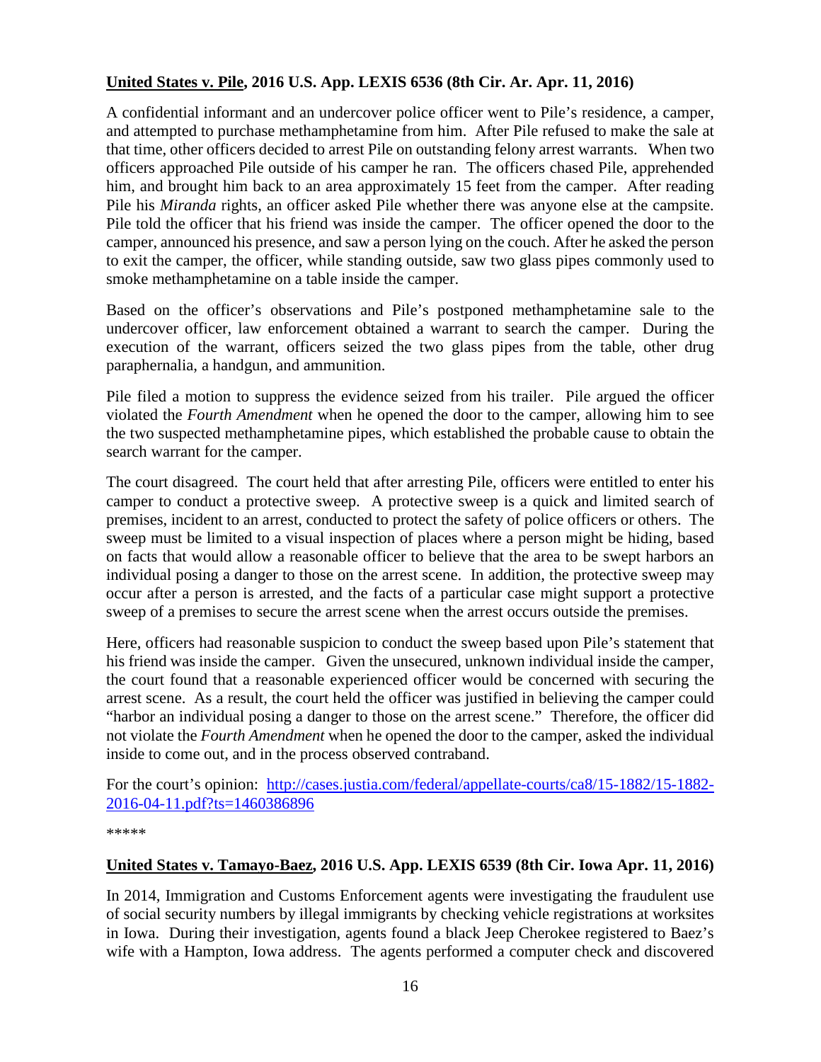**United States v. Pile, 2016 U.S. App. LEXIS 6536 (8th Cir. Ar. Apr. 11, 2016)**

A confidential informant and an undercover police officer went to Pile's residence, a camper, and attempted to purchase methamphetamine from him. After Pile refused to make the sale at that time, other officers decided to arrest Pile on outstanding felony arrest warrants. When two officers approached Pile outside of his camper he ran. The officers chased Pile, apprehended him, and brought him back to an area approximately 15 feet from the camper. After reading Pile his *Miranda* rights, an officer asked Pile whether there was anyone else at the campsite. Pile told the officer that his friend was inside the camper. The officer opened the door to the camper, announced his presence, and saw a person lying on the couch. After he asked the person to exit the camper, the officer, while standing outside, saw two glass pipes commonly used to smoke methamphetamine on a table inside the camper.

Based on the officer's observations and Pile's postponed methamphetamine sale to the undercover officer, law enforcement obtained a warrant to search the camper. During the execution of the warrant, officers seized the two glass pipes from the table, other drug paraphernalia, a handgun, and ammunition.

Pile filed a motion to suppress the evidence seized from his trailer. Pile argued the officer violated the *Fourth Amendment* when he opened the door to the camper, allowing him to see the two suspected methamphetamine pipes, which established the probable cause to obtain the search warrant for the camper.

The court disagreed. The court held that after arresting Pile, officers were entitled to enter his camper to conduct a protective sweep. A protective sweep is a quick and limited search of premises, incident to an arrest, conducted to protect the safety of police officers or others. The sweep must be limited to a visual inspection of places where a person might be hiding, based on facts that would allow a reasonable officer to believe that the area to be swept harbors an individual posing a danger to those on the arrest scene. In addition, the protective sweep may occur after a person is arrested, and the facts of a particular case might support a protective sweep of a premises to secure the arrest scene when the arrest occurs outside the premises.

Here, officers had reasonable suspicion to conduct the sweep based upon Pile's statement that his friend was inside the camper. Given the unsecured, unknown individual inside the camper, the court found that a reasonable experienced officer would be concerned with securing the arrest scene. As a result, the court held the officer was justified in believing the camper could "harbor an individual posing a danger to those on the arrest scene." Therefore, the officer did not violate the *Fourth Amendment* when he opened the door to the camper, asked the individual inside to come out, and in the process observed contraband.

For the court's opinion: [http://cases.justia.com/federal/appellate-courts/ca8/15-1882/15-1882-2016-04-11.pdf?ts=1460386896](http://cases.justia.com/federal/appellate-courts/ca8/15-1882/15-1882-2016-04-11.pdf?ts=1460386896)

*****

**United States v. Tamayo-Baez, 2016 U.S. App. LEXIS 6539 (8th Cir. Iowa Apr. 11, 2016)**

In 2014, Immigration and Customs Enforcement agents were investigating the fraudulent use of social security numbers by illegal immigrants by checking vehicle registrations at worksites in Iowa. During their investigation, agents found a black Jeep Cherokee registered to Baez's wife with a Hampton, Iowa address. The agents performed a computer check and discovered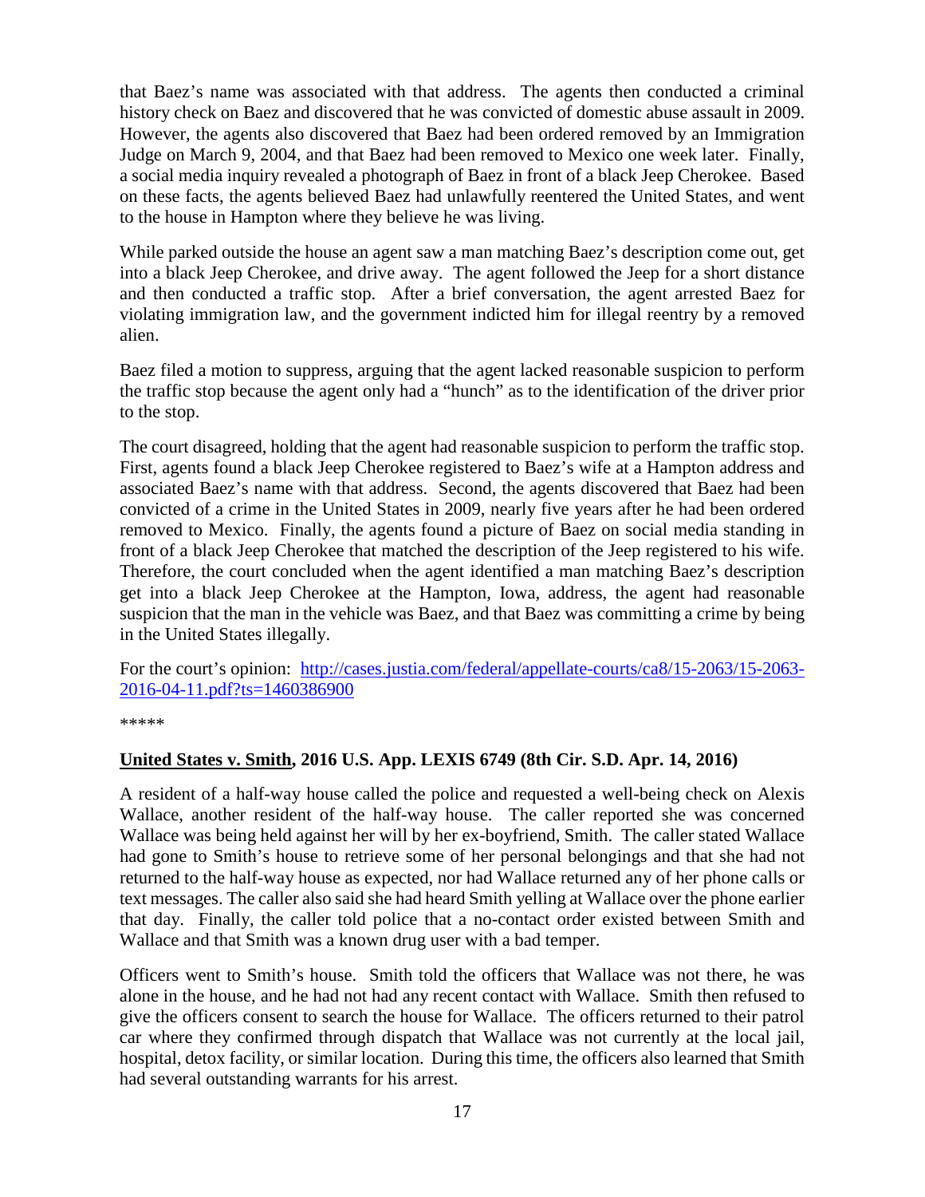that Baez's name was associated with that address. The agents then conducted a criminal history check on Baez and discovered that he was convicted of domestic abuse assault in 2009. However, the agents also discovered that Baez had been ordered removed by an Immigration Judge on March 9, 2004, and that Baez had been removed to Mexico one week later. Finally, a social media inquiry revealed a photograph of Baez in front of a black Jeep Cherokee. Based on these facts, the agents believed Baez had unlawfully reentered the United States, and went to the house in Hampton where they believe he was living.

While parked outside the house an agent saw a man matching Baez's description come out, get into a black Jeep Cherokee, and drive away. The agent followed the Jeep for a short distance and then conducted a traffic stop. After a brief conversation, the agent arrested Baez for violating immigration law, and the government indicted him for illegal reentry by a removed alien.

Baez filed a motion to suppress, arguing that the agent lacked reasonable suspicion to perform the traffic stop because the agent only had a "hunch" as to the identification of the driver prior to the stop.

The court disagreed, holding that the agent had reasonable suspicion to perform the traffic stop. First, agents found a black Jeep Cherokee registered to Baez's wife at a Hampton address and associated Baez's name with that address. Second, the agents discovered that Baez had been convicted of a crime in the United States in 2009, nearly five years after he had been ordered removed to Mexico. Finally, the agents found a picture of Baez on social media standing in front of a black Jeep Cherokee that matched the description of the Jeep registered to his wife. Therefore, the court concluded when the agent identified a man matching Baez's description get into a black Jeep Cherokee at the Hampton, Iowa, address, the agent had reasonable suspicion that the man in the vehicle was Baez, and that Baez was committing a crime by being in the United States illegally.

For the court's opinion: [http://cases.justia.com/federal/appellate-courts/ca8/15-2063/15-2063-2016-04-11.pdf?ts=1460386900](http://cases.justia.com/federal/appellate-courts/ca8/15-2063/15-2063-2016-04-11.pdf?ts=1460386900)

*****

### United States v. Smith, 2016 U.S. App. LEXIS 6749 (8th Cir. S.D. Apr. 14, 2016)

A resident of a half-way house called the police and requested a well-being check on Alexis Wallace, another resident of the half-way house. The caller reported she was concerned Wallace was being held against her will by her ex-boyfriend, Smith. The caller stated Wallace had gone to Smith's house to retrieve some of her personal belongings and that she had not returned to the half-way house as expected, nor had Wallace returned any of her phone calls or text messages. The caller also said she had heard Smith yelling at Wallace over the phone earlier that day. Finally, the caller told police that a no-contact order existed between Smith and Wallace and that Smith was a known drug user with a bad temper.

Officers went to Smith's house. Smith told the officers that Wallace was not there, he was alone in the house, and he had not had any recent contact with Wallace. Smith then refused to give the officers consent to search the house for Wallace. The officers returned to their patrol car where they confirmed through dispatch that Wallace was not currently at the local jail, hospital, detox facility, or similar location. During this time, the officers also learned that Smith had several outstanding warrants for his arrest.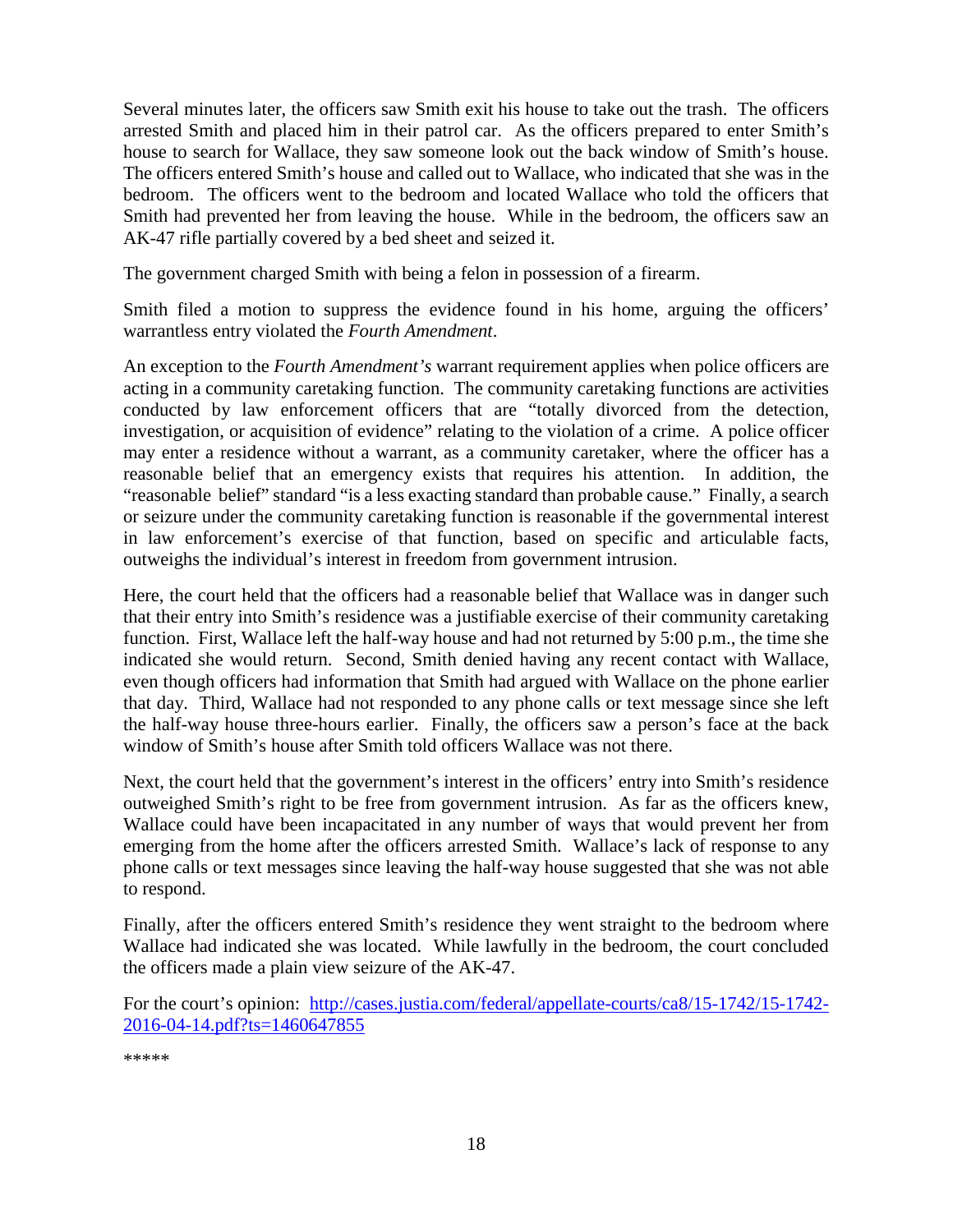Several minutes later, the officers saw Smith exit his house to take out the trash. The officers arrested Smith and placed him in their patrol car. As the officers prepared to enter Smith's house to search for Wallace, they saw someone look out the back window of Smith's house. The officers entered Smith's house and called out to Wallace, who indicated that she was in the bedroom. The officers went to the bedroom and located Wallace who told the officers that Smith had prevented her from leaving the house. While in the bedroom, the officers saw an AK-47 rifle partially covered by a bed sheet and seized it.

The government charged Smith with being a felon in possession of a firearm.

Smith filed a motion to suppress the evidence found in his home, arguing the officers' warrantless entry violated the *Fourth Amendment*.

An exception to the *Fourth Amendment's* warrant requirement applies when police officers are acting in a community caretaking function. The community caretaking functions are activities conducted by law enforcement officers that are "totally divorced from the detection, investigation, or acquisition of evidence" relating to the violation of a crime. A police officer may enter a residence without a warrant, as a community caretaker, where the officer has a reasonable belief that an emergency exists that requires his attention. In addition, the "reasonable belief" standard "is a less exacting standard than probable cause." Finally, a search or seizure under the community caretaking function is reasonable if the governmental interest in law enforcement's exercise of that function, based on specific and articulable facts, outweighs the individual's interest in freedom from government intrusion.

Here, the court held that the officers had a reasonable belief that Wallace was in danger such that their entry into Smith's residence was a justifiable exercise of their community caretaking function. First, Wallace left the half-way house and had not returned by 5:00 p.m., the time she indicated she would return. Second, Smith denied having any recent contact with Wallace, even though officers had information that Smith had argued with Wallace on the phone earlier that day. Third, Wallace had not responded to any phone calls or text message since she left the half-way house three-hours earlier. Finally, the officers saw a person's face at the back window of Smith's house after Smith told officers Wallace was not there.

Next, the court held that the government's interest in the officers' entry into Smith's residence outweighed Smith's right to be free from government intrusion. As far as the officers knew, Wallace could have been incapacitated in any number of ways that would prevent her from emerging from the home after the officers arrested Smith. Wallace's lack of response to any phone calls or text messages since leaving the half-way house suggested that she was not able to respond.

Finally, after the officers entered Smith's residence they went straight to the bedroom where Wallace had indicated she was located. While lawfully in the bedroom, the court concluded the officers made a plain view seizure of the AK-47.

For the court's opinion: [http://cases.justia.com/federal/appellate-courts/ca8/15-1742/15-1742-2016-04-14.pdf?ts=1460647855](http://cases.justia.com/federal/appellate-courts/ca8/15-1742/15-1742-2016-04-14.pdf?ts=1460647855)

*****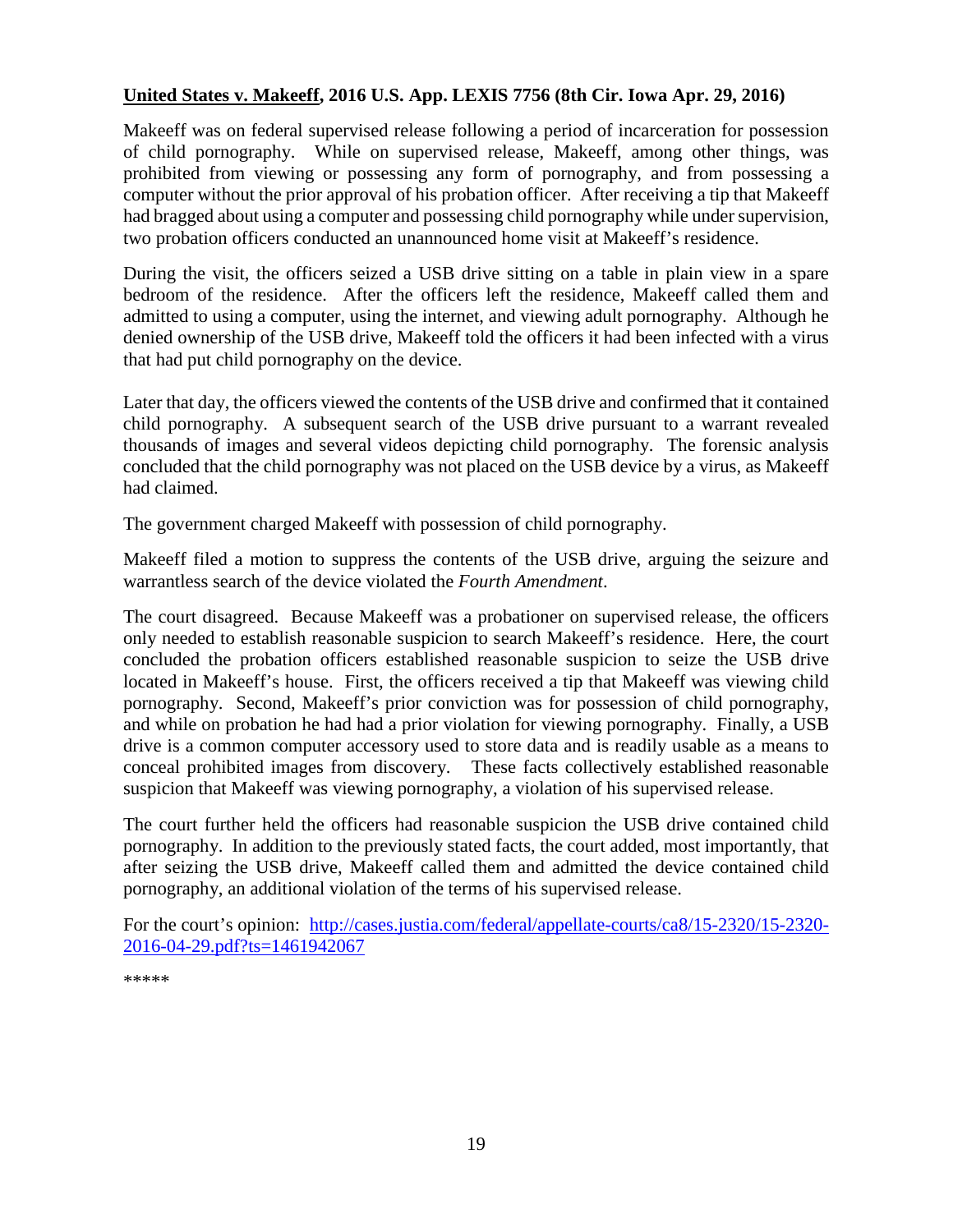**<u>United States v. Makeeff</u>, 2016 U.S. App. LEXIS 7756 (8th Cir. Iowa Apr. 29, 2016)**

Makeeff was on federal supervised release following a period of incarceration for possession of child pornography. While on supervised release, Makeeff, among other things, was prohibited from viewing or possessing any form of pornography, and from possessing a computer without the prior approval of his probation officer. After receiving a tip that Makeeff had bragged about using a computer and possessing child pornography while under supervision, two probation officers conducted an unannounced home visit at Makeeff's residence.

During the visit, the officers seized a USB drive sitting on a table in plain view in a spare bedroom of the residence. After the officers left the residence, Makeeff called them and admitted to using a computer, using the internet, and viewing adult pornography. Although he denied ownership of the USB drive, Makeeff told the officers it had been infected with a virus that had put child pornography on the device.

Later that day, the officers viewed the contents of the USB drive and confirmed that it contained child pornography. A subsequent search of the USB drive pursuant to a warrant revealed thousands of images and several videos depicting child pornography. The forensic analysis concluded that the child pornography was not placed on the USB device by a virus, as Makeeff had claimed.

The government charged Makeeff with possession of child pornography.

Makeeff filed a motion to suppress the contents of the USB drive, arguing the seizure and warrantless search of the device violated the *Fourth Amendment*.

The court disagreed. Because Makeeff was a probationer on supervised release, the officers only needed to establish reasonable suspicion to search Makeeff's residence. Here, the court concluded the probation officers established reasonable suspicion to seize the USB drive located in Makeeff's house. First, the officers received a tip that Makeeff was viewing child pornography. Second, Makeeff's prior conviction was for possession of child pornography, and while on probation he had had a prior violation for viewing pornography. Finally, a USB drive is a common computer accessory used to store data and is readily usable as a means to conceal prohibited images from discovery. These facts collectively established reasonable suspicion that Makeeff was viewing pornography, a violation of his supervised release.

The court further held the officers had reasonable suspicion the USB drive contained child pornography. In addition to the previously stated facts, the court added, most importantly, that after seizing the USB drive, Makeeff called them and admitted the device contained child pornography, an additional violation of the terms of his supervised release.

For the court's opinion: [http://cases.justia.com/federal/appellate-courts/ca8/15-2320/15-2320-2016-04-29.pdf?ts=1461942067](http://cases.justia.com/federal/appellate-courts/ca8/15-2320/15-2320-2016-04-29.pdf?ts=1461942067)

*****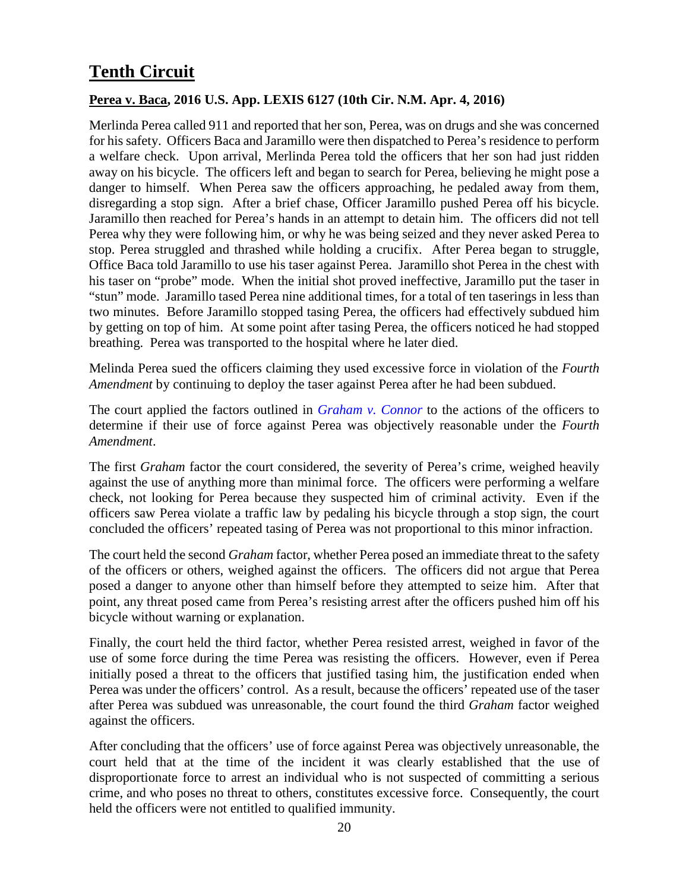# Tenth Circuit

## Perea v. Baca, 2016 U.S. App. LEXIS 6127 (10th Cir. N.M. Apr. 4, 2016)

Merlinda Perea called 911 and reported that her son, Perea, was on drugs and she was concerned for his safety. Officers Baca and Jaramillo were then dispatched to Perea's residence to perform a welfare check. Upon arrival, Merlinda Perea told the officers that her son had just ridden away on his bicycle. The officers left and began to search for Perea, believing he might pose a danger to himself. When Perea saw the officers approaching, he pedaled away from them, disregarding a stop sign. After a brief chase, Officer Jaramillo pushed Perea off his bicycle. Jaramillo then reached for Perea's hands in an attempt to detain him. The officers did not tell Perea why they were following him, or why he was being seized and they never asked Perea to stop. Perea struggled and thrashed while holding a crucifix. After Perea began to struggle, Office Baca told Jaramillo to use his taser against Perea. Jaramillo shot Perea in the chest with his taser on "probe" mode. When the initial shot proved ineffective, Jaramillo put the taser in "stun" mode. Jaramillo tased Perea nine additional times, for a total of ten taserings in less than two minutes. Before Jaramillo stopped tasing Perea, the officers had effectively subdued him by getting on top of him. At some point after tasing Perea, the officers noticed he had stopped breathing. Perea was transported to the hospital where he later died.

Melinda Perea sued the officers claiming they used excessive force in violation of the *Fourth Amendment* by continuing to deploy the taser against Perea after he had been subdued.

The court applied the factors outlined in *Graham v. Connor* to the actions of the officers to determine if their use of force against Perea was objectively reasonable under the *Fourth Amendment*.

The first *Graham* factor the court considered, the severity of Perea's crime, weighed heavily against the use of anything more than minimal force. The officers were performing a welfare check, not looking for Perea because they suspected him of criminal activity. Even if the officers saw Perea violate a traffic law by pedaling his bicycle through a stop sign, the court concluded the officers' repeated tasing of Perea was not proportional to this minor infraction.

The court held the second *Graham* factor, whether Perea posed an immediate threat to the safety of the officers or others, weighed against the officers. The officers did not argue that Perea posed a danger to anyone other than himself before they attempted to seize him. After that point, any threat posed came from Perea's resisting arrest after the officers pushed him off his bicycle without warning or explanation.

Finally, the court held the third factor, whether Perea resisted arrest, weighed in favor of the use of some force during the time Perea was resisting the officers. However, even if Perea initially posed a threat to the officers that justified tasing him, the justification ended when Perea was under the officers' control. As a result, because the officers' repeated use of the taser after Perea was subdued was unreasonable, the court found the third *Graham* factor weighed against the officers.

After concluding that the officers' use of force against Perea was objectively unreasonable, the court held that at the time of the incident it was clearly established that the use of disproportionate force to arrest an individual who is not suspected of committing a serious crime, and who poses no threat to others, constitutes excessive force. Consequently, the court held the officers were not entitled to qualified immunity.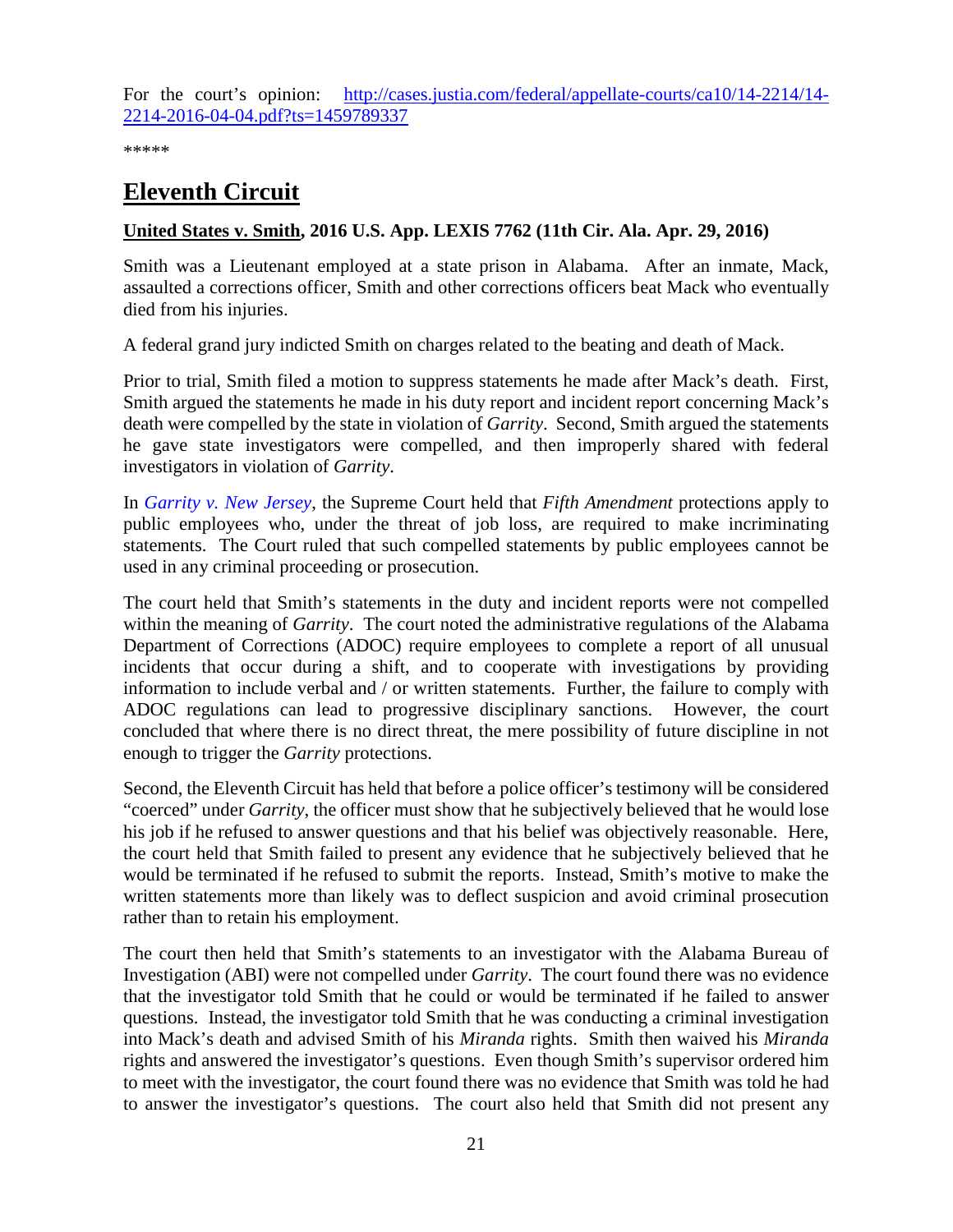For the court's opinion: [http://cases.justia.com/federal/appellate-courts/ca10/14-2214/14-2214-2016-04-04.pdf?ts=1459789337](http://cases.justia.com/federal/appellate-courts/ca10/14-2214/14-2214-2016-04-04.pdf?ts=1459789337)

*****

# Eleventh Circuit

### United States v. Smith, 2016 U.S. App. LEXIS 7762 (11th Cir. Ala. Apr. 29, 2016)

Smith was a Lieutenant employed at a state prison in Alabama. After an inmate, Mack, assaulted a corrections officer, Smith and other corrections officers beat Mack who eventually died from his injuries.

A federal grand jury indicted Smith on charges related to the beating and death of Mack.

Prior to trial, Smith filed a motion to suppress statements he made after Mack's death. First, Smith argued the statements he made in his duty report and incident report concerning Mack's death were compelled by the state in violation of *Garrity*. Second, Smith argued the statements he gave state investigators were compelled, and then improperly shared with federal investigators in violation of *Garrity*.

In *Garrity v. New Jersey*, the Supreme Court held that *Fifth Amendment* protections apply to public employees who, under the threat of job loss, are required to make incriminating statements. The Court ruled that such compelled statements by public employees cannot be used in any criminal proceeding or prosecution.

The court held that Smith's statements in the duty and incident reports were not compelled within the meaning of *Garrity*. The court noted the administrative regulations of the Alabama Department of Corrections (ADOC) require employees to complete a report of all unusual incidents that occur during a shift, and to cooperate with investigations by providing information to include verbal and / or written statements. Further, the failure to comply with ADOC regulations can lead to progressive disciplinary sanctions. However, the court concluded that where there is no direct threat, the mere possibility of future discipline in not enough to trigger the *Garrity* protections.

Second, the Eleventh Circuit has held that before a police officer's testimony will be considered "coerced" under *Garrity*, the officer must show that he subjectively believed that he would lose his job if he refused to answer questions and that his belief was objectively reasonable. Here, the court held that Smith failed to present any evidence that he subjectively believed that he would be terminated if he refused to submit the reports. Instead, Smith's motive to make the written statements more than likely was to deflect suspicion and avoid criminal prosecution rather than to retain his employment.

The court then held that Smith's statements to an investigator with the Alabama Bureau of Investigation (ABI) were not compelled under *Garrity*. The court found there was no evidence that the investigator told Smith that he could or would be terminated if he failed to answer questions. Instead, the investigator told Smith that he was conducting a criminal investigation into Mack's death and advised Smith of his *Miranda* rights. Smith then waived his *Miranda* rights and answered the investigator's questions. Even though Smith's supervisor ordered him to meet with the investigator, the court found there was no evidence that Smith was told he had to answer the investigator's questions. The court also held that Smith did not present any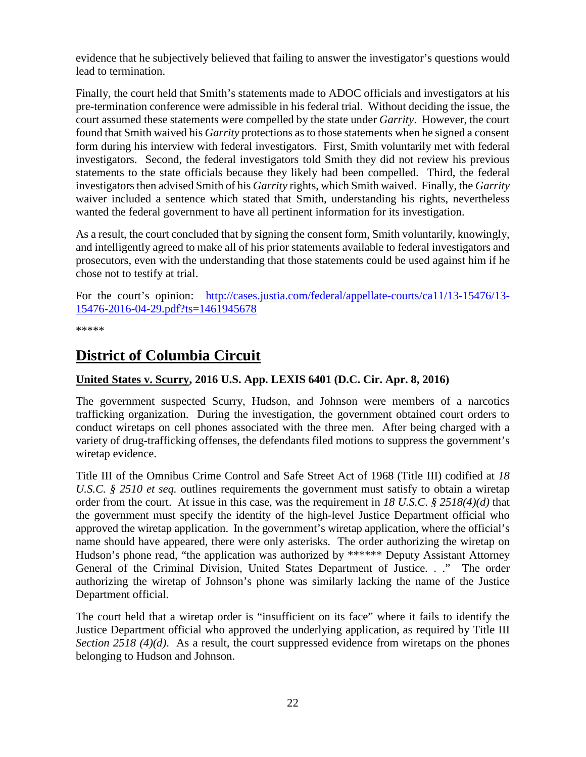evidence that he subjectively believed that failing to answer the investigator's questions would lead to termination.

Finally, the court held that Smith's statements made to ADOC officials and investigators at his pre-termination conference were admissible in his federal trial. Without deciding the issue, the court assumed these statements were compelled by the state under *Garrity*. However, the court found that Smith waived his *Garrity* protections as to those statements when he signed a consent form during his interview with federal investigators. First, Smith voluntarily met with federal investigators. Second, the federal investigators told Smith they did not review his previous statements to the state officials because they likely had been compelled. Third, the federal investigators then advised Smith of his *Garrity* rights, which Smith waived. Finally, the *Garrity* waiver included a sentence which stated that Smith, understanding his rights, nevertheless wanted the federal government to have all pertinent information for its investigation.

As a result, the court concluded that by signing the consent form, Smith voluntarily, knowingly, and intelligently agreed to make all of his prior statements available to federal investigators and prosecutors, even with the understanding that those statements could be used against him if he chose not to testify at trial.

For the court's opinion: [http://cases.justia.com/federal/appellate-courts/ca11/13-15476/13-15476-2016-04-29.pdf?ts=1461945678](http://cases.justia.com/federal/appellate-courts/ca11/13-15476/13-15476-2016-04-29.pdf?ts=1461945678)

*****

# District of Columbia Circuit

**United States v. Scurry, 2016 U.S. App. LEXIS 6401 (D.C. Cir. Apr. 8, 2016)**

The government suspected Scurry, Hudson, and Johnson were members of a narcotics trafficking organization. During the investigation, the government obtained court orders to conduct wiretaps on cell phones associated with the three men. After being charged with a variety of drug-trafficking offenses, the defendants filed motions to suppress the government's wiretap evidence.

Title III of the Omnibus Crime Control and Safe Street Act of 1968 (Title III) codified at *18 U.S.C. § 2510 et seq.* outlines requirements the government must satisfy to obtain a wiretap order from the court. At issue in this case, was the requirement in *18 U.S.C. § 2518(4)(d)* that the government must specify the identity of the high-level Justice Department official who approved the wiretap application. In the government's wiretap application, where the official's name should have appeared, there were only asterisks. The order authorizing the wiretap on Hudson's phone read, "the application was authorized by ****** Deputy Assistant Attorney General of the Criminal Division, United States Department of Justice. . ." The order authorizing the wiretap of Johnson's phone was similarly lacking the name of the Justice Department official.

The court held that a wiretap order is "insufficient on its face" where it fails to identify the Justice Department official who approved the underlying application, as required by Title III *Section 2518 (4)(d)*. As a result, the court suppressed evidence from wiretaps on the phones belonging to Hudson and Johnson.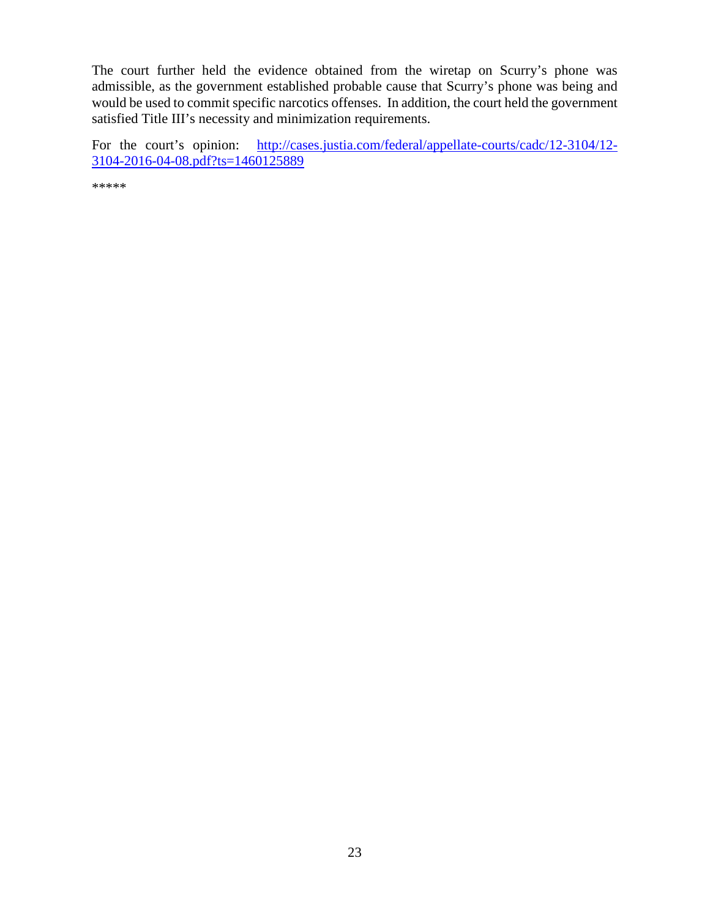The court further held the evidence obtained from the wiretap on Scurry's phone was admissible, as the government established probable cause that Scurry's phone was being and would be used to commit specific narcotics offenses. In addition, the court held the government satisfied Title III's necessity and minimization requirements.

For the court's opinion: [http://cases.justia.com/federal/appellate-courts/cadc/12-3104/12-3104-2016-04-08.pdf?ts=1460125889](http://cases.justia.com/federal/appellate-courts/cadc/12-3104/12-3104-2016-04-08.pdf?ts=1460125889)

*****